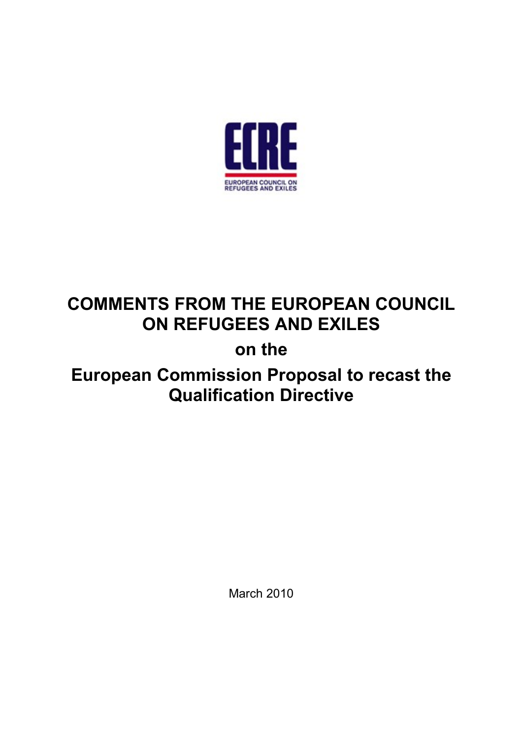ECRE

EUROPEAN COUNCIL ON REFUGEES AND EXILES

# COMMENTS FROM THE EUROPEAN COUNCIL ON REFUGEES AND EXILES

## on the

# European Commission Proposal to recast the Qualification Directive

March 2010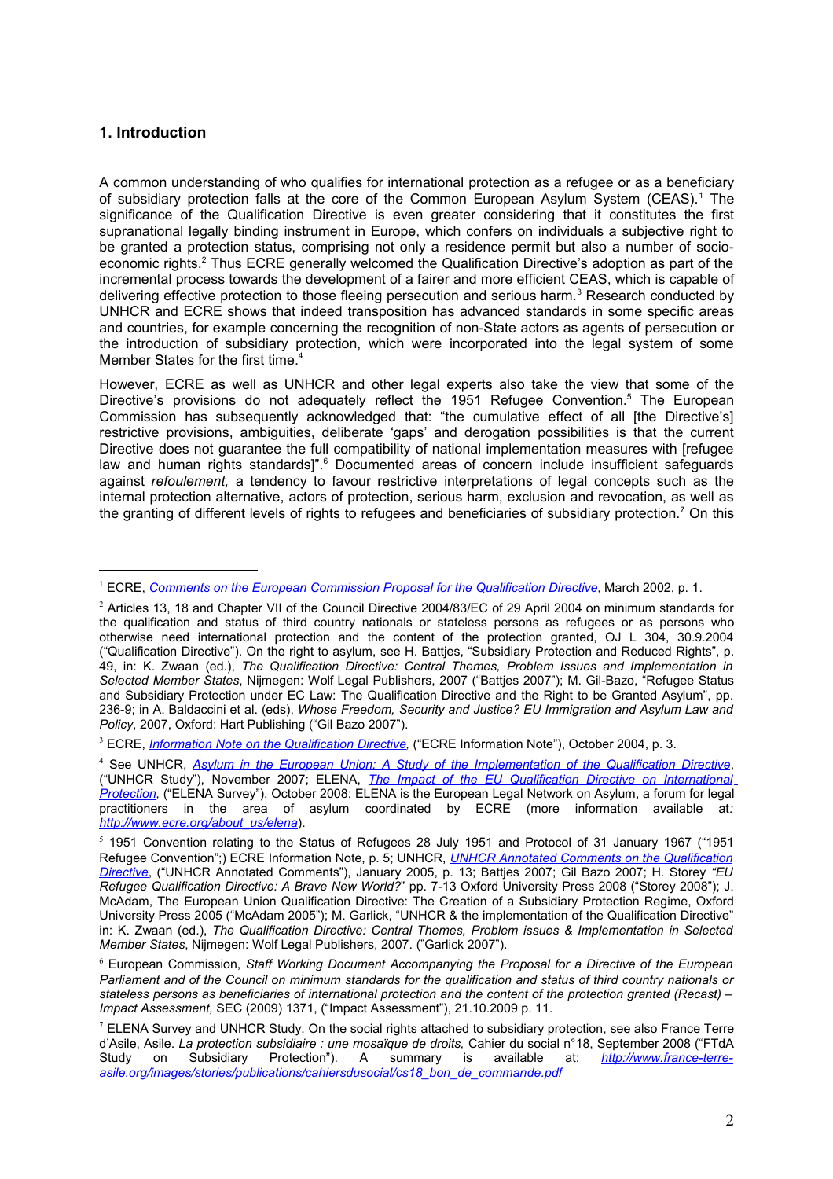## 1. Introduction

A common understanding of who qualifies for international protection as a refugee or as a beneficiary of subsidiary protection falls at the core of the Common European Asylum System (CEAS).[1] The significance of the Qualification Directive is even greater considering that it constitutes the first supranational legally binding instrument in Europe, which confers on individuals a subjective right to be granted a protection status, comprising not only a residence permit but also a number of socio-economic rights.[2] Thus ECRE generally welcomed the Qualification Directive's adoption as part of the incremental process towards the development of a fairer and more efficient CEAS, which is capable of delivering effective protection to those fleeing persecution and serious harm.[3] Research conducted by UNHCR and ECRE shows that indeed transposition has advanced standards in some specific areas and countries, for example concerning the recognition of non-State actors as agents of persecution or the introduction of subsidiary protection, which were incorporated into the legal system of some Member States for the first time.[4]

However, ECRE as well as UNHCR and other legal experts also take the view that some of the Directive's provisions do not adequately reflect the 1951 Refugee Convention.[5] The European Commission has subsequently acknowledged that: "the cumulative effect of all [the Directive's] restrictive provisions, ambiguities, deliberate 'gaps' and derogation possibilities is that the current Directive does not guarantee the full compatibility of national implementation measures with [refugee law and human rights standards]".[6] Documented areas of concern include insufficient safeguards against *refoulement,* a tendency to favour restrictive interpretations of legal concepts such as the internal protection alternative, actors of protection, serious harm, exclusion and revocation, as well as the granting of different levels of rights to refugees and beneficiaries of subsidiary protection.[7] On this

---

[1] ECRE, *Comments on the European Commission Proposal for the Qualification Directive*, March 2002, p. 1.

[2] Articles 13, 18 and Chapter VII of the Council Directive 2004/83/EC of 29 April 2004 on minimum standards for the qualification and status of third country nationals or stateless persons as refugees or as persons who otherwise need international protection and the content of the protection granted, OJ L 304, 30.9.2004 ("Qualification Directive"). On the right to asylum, see H. Battjes, "Subsidiary Protection and Reduced Rights", p. 49, in: K. Zwaan (ed.), *The Qualification Directive: Central Themes, Problem Issues and Implementation in Selected Member States*, Nijmegen: Wolf Legal Publishers, 2007 ("Battjes 2007"); M. Gil-Bazo, "Refugee Status and Subsidiary Protection under EC Law: The Qualification Directive and the Right to be Granted Asylum", pp. 236-9; in A. Baldaccini et al. (eds), *Whose Freedom, Security and Justice? EU Immigration and Asylum Law and Policy*, 2007, Oxford: Hart Publishing ("Gil Bazo 2007").

[3] ECRE, *Information Note on the Qualification Directive,* ("ECRE Information Note"), October 2004, p. 3.

[4] See UNHCR, *Asylum in the European Union: A Study of the Implementation of the Qualification Directive*, ("UNHCR Study"), November 2007; ELENA, *The Impact of the EU Qualification Directive on International Protection,* ("ELENA Survey"), October 2008; ELENA is the European Legal Network on Asylum, a forum for legal practitioners in the area of asylum coordinated by ECRE (more information available at*:* *http://www.ecre.org/about_us/elena*).

[5] 1951 Convention relating to the Status of Refugees 28 July 1951 and Protocol of 31 January 1967 ("1951 Refugee Convention";) ECRE Information Note, p. 5; UNHCR, *UNHCR Annotated Comments on the Qualification Directive*, ("UNHCR Annotated Comments"), January 2005, p. 13; Battjes 2007; Gil Bazo 2007; H. Storey *"EU Refugee Qualification Directive: A Brave New World?"* pp. 7-13 Oxford University Press 2008 ("Storey 2008"); J. McAdam, The European Union Qualification Directive: The Creation of a Subsidiary Protection Regime, Oxford University Press 2005 ("McAdam 2005"); M. Garlick, "UNHCR & the implementation of the Qualification Directive" in: K. Zwaan (ed.), *The Qualification Directive: Central Themes, Problem issues & Implementation in Selected Member States*, Nijmegen: Wolf Legal Publishers, 2007. ("Garlick 2007").

[6] European Commission, *Staff Working Document Accompanying the Proposal for a Directive of the European Parliament and of the Council on minimum standards for the qualification and status of third country nationals or stateless persons as beneficiaries of international protection and the content of the protection granted (Recast) – Impact Assessment,* SEC (2009) 1371, ("Impact Assessment"), 21.10.2009 p. 11.

[7] ELENA Survey and UNHCR Study. On the social rights attached to subsidiary protection, see also France Terre d'Asile, Asile. *La protection subsidiaire : une mosaïque de droits,* Cahier du social n°18, September 2008 ("FTdA Study on Subsidiary Protection"). A summary is available at: *http://www.france-terre-asile.org/images/stories/publications/cahiersdusocial/cs18_bon_de_commande.pdf*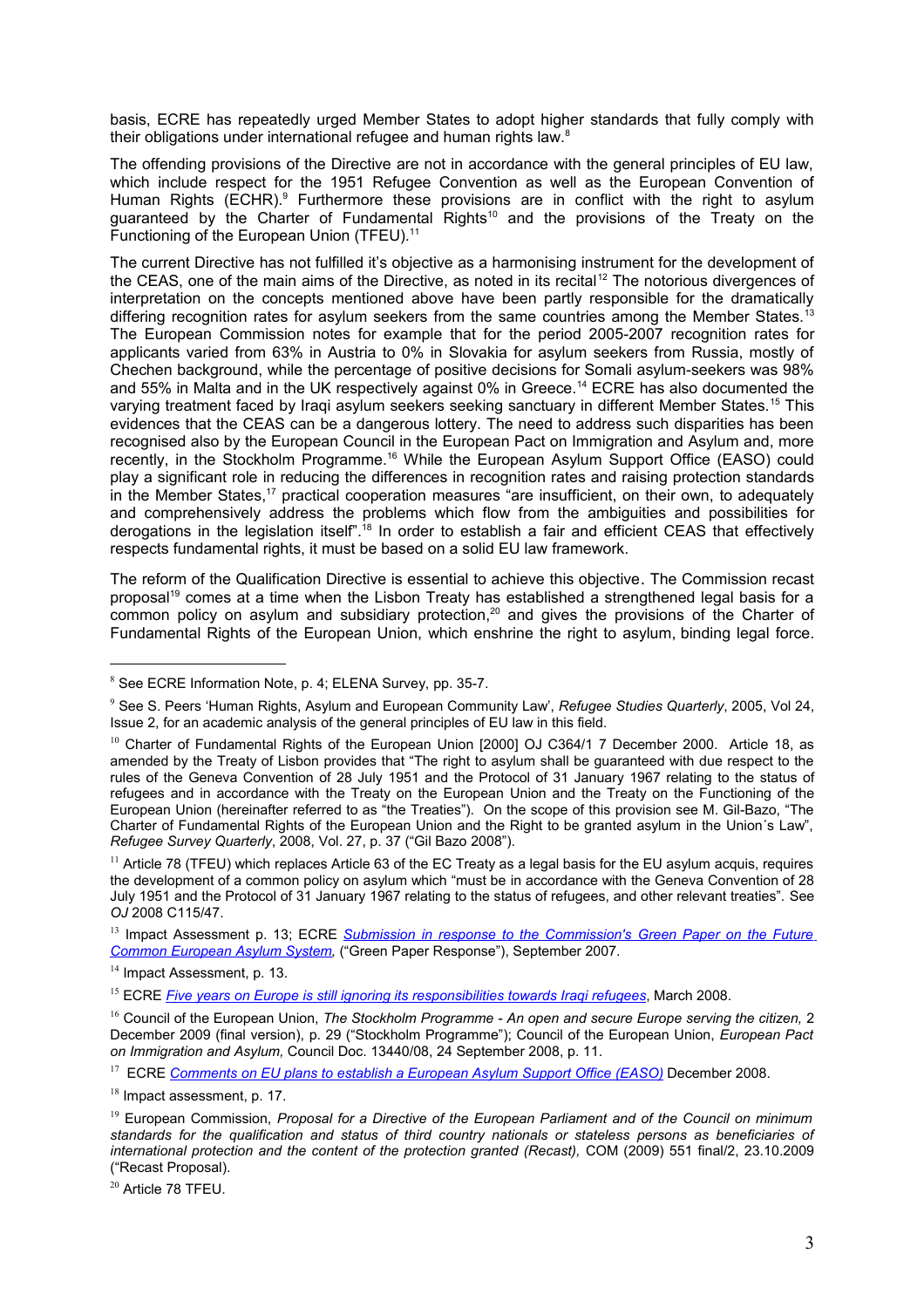basis, ECRE has repeatedly urged Member States to adopt higher standards that fully comply with their obligations under international refugee and human rights law.[8]

The offending provisions of the Directive are not in accordance with the general principles of EU law, which include respect for the 1951 Refugee Convention as well as the European Convention of Human Rights (ECHR).[9] Furthermore these provisions are in conflict with the right to asylum guaranteed by the Charter of Fundamental Rights[10] and the provisions of the Treaty on the Functioning of the European Union (TFEU).[11]

The current Directive has not fulfilled it's objective as a harmonising instrument for the development of the CEAS, one of the main aims of the Directive, as noted in its recital[12] The notorious divergences of interpretation on the concepts mentioned above have been partly responsible for the dramatically differing recognition rates for asylum seekers from the same countries among the Member States.[13] The European Commission notes for example that for the period 2005-2007 recognition rates for applicants varied from 63% in Austria to 0% in Slovakia for asylum seekers from Russia, mostly of Chechen background, while the percentage of positive decisions for Somali asylum-seekers was 98% and 55% in Malta and in the UK respectively against 0% in Greece.[14] ECRE has also documented the varying treatment faced by Iraqi asylum seekers seeking sanctuary in different Member States.[15] This evidences that the CEAS can be a dangerous lottery. The need to address such disparities has been recognised also by the European Council in the European Pact on Immigration and Asylum and, more recently, in the Stockholm Programme.[16] While the European Asylum Support Office (EASO) could play a significant role in reducing the differences in recognition rates and raising protection standards in the Member States,[17] practical cooperation measures "are insufficient, on their own, to adequately and comprehensively address the problems which flow from the ambiguities and possibilities for derogations in the legislation itself".[18] In order to establish a fair and efficient CEAS that effectively respects fundamental rights, it must be based on a solid EU law framework.

The reform of the Qualification Directive is essential to achieve this objective. The Commission recast proposal[19] comes at a time when the Lisbon Treaty has established a strengthened legal basis for a common policy on asylum and subsidiary protection,[20] and gives the provisions of the Charter of Fundamental Rights of the European Union, which enshrine the right to asylum, binding legal force.

---

[8] See ECRE Information Note, p. 4; ELENA Survey, pp. 35-7.

[9] See S. Peers 'Human Rights, Asylum and European Community Law', *Refugee Studies Quarterly*, 2005, Vol 24, Issue 2, for an academic analysis of the general principles of EU law in this field.

[10] Charter of Fundamental Rights of the European Union [2000] OJ C364/1 7 December 2000. Article 18, as amended by the Treaty of Lisbon provides that "The right to asylum shall be guaranteed with due respect to the rules of the Geneva Convention of 28 July 1951 and the Protocol of 31 January 1967 relating to the status of refugees and in accordance with the Treaty on the European Union and the Treaty on the Functioning of the European Union (hereinafter referred to as "the Treaties"). On the scope of this provision see M. Gil-Bazo, "The Charter of Fundamental Rights of the European Union and the Right to be granted asylum in the Union´s Law", *Refugee Survey Quarterly*, 2008, Vol. 27, p. 37 ("Gil Bazo 2008").

[11] Article 78 (TFEU) which replaces Article 63 of the EC Treaty as a legal basis for the EU asylum acquis, requires the development of a common policy on asylum which "must be in accordance with the Geneva Convention of 28 July 1951 and the Protocol of 31 January 1967 relating to the status of refugees, and other relevant treaties". See *OJ* 2008 C115/47.

[13] Impact Assessment p. 13; ECRE *Submission in response to the Commission's Green Paper on the Future Common European Asylum System,* ("Green Paper Response"), September 2007.

[14] Impact Assessment, p. 13.

[15] ECRE *Five years on Europe is still ignoring its responsibilities towards Iraqi refugees*, March 2008.

[16] Council of the European Union, *The Stockholm Programme - An open and secure Europe serving the citizen,* 2 December 2009 (final version), p. 29 ("Stockholm Programme"); Council of the European Union, *European Pact on Immigration and Asylum,* Council Doc. 13440/08, 24 September 2008, p. 11.

[17] ECRE *Comments on EU plans to establish a European Asylum Support Office (EASO)* December 2008.

[18] Impact assessment, p. 17.

[19] European Commission, *Proposal for a Directive of the European Parliament and of the Council on minimum standards for the qualification and status of third country nationals or stateless persons as beneficiaries of international protection and the content of the protection granted (Recast),* COM (2009) 551 final/2, 23.10.2009 ("Recast Proposal).

[20] Article 78 TFEU.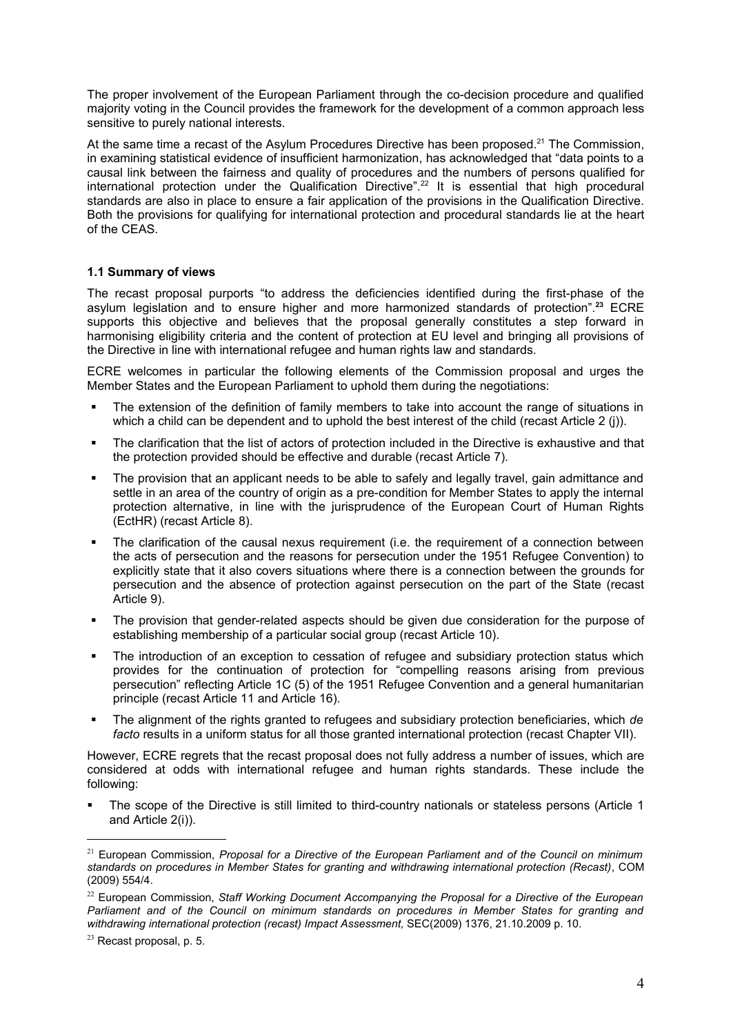The proper involvement of the European Parliament through the co-decision procedure and qualified majority voting in the Council provides the framework for the development of a common approach less sensitive to purely national interests.

At the same time a recast of the Asylum Procedures Directive has been proposed.[21] The Commission, in examining statistical evidence of insufficient harmonization, has acknowledged that "data points to a causal link between the fairness and quality of procedures and the numbers of persons qualified for international protection under the Qualification Directive".[22] It is essential that high procedural standards are also in place to ensure a fair application of the provisions in the Qualification Directive. Both the provisions for qualifying for international protection and procedural standards lie at the heart of the CEAS.

### 1.1 Summary of views

The recast proposal purports "to address the deficiencies identified during the first-phase of the asylum legislation and to ensure higher and more harmonized standards of protection".[23] ECRE supports this objective and believes that the proposal generally constitutes a step forward in harmonising eligibility criteria and the content of protection at EU level and bringing all provisions of the Directive in line with international refugee and human rights law and standards.

ECRE welcomes in particular the following elements of the Commission proposal and urges the Member States and the European Parliament to uphold them during the negotiations:

- The extension of the definition of family members to take into account the range of situations in which a child can be dependent and to uphold the best interest of the child (recast Article 2 (j)).
- The clarification that the list of actors of protection included in the Directive is exhaustive and that the protection provided should be effective and durable (recast Article 7).
- The provision that an applicant needs to be able to safely and legally travel, gain admittance and settle in an area of the country of origin as a pre-condition for Member States to apply the internal protection alternative, in line with the jurisprudence of the European Court of Human Rights (EctHR) (recast Article 8).
- The clarification of the causal nexus requirement (i.e. the requirement of a connection between the acts of persecution and the reasons for persecution under the 1951 Refugee Convention) to explicitly state that it also covers situations where there is a connection between the grounds for persecution and the absence of protection against persecution on the part of the State (recast Article 9).
- The provision that gender-related aspects should be given due consideration for the purpose of establishing membership of a particular social group (recast Article 10).
- The introduction of an exception to cessation of refugee and subsidiary protection status which provides for the continuation of protection for "compelling reasons arising from previous persecution" reflecting Article 1C (5) of the 1951 Refugee Convention and a general humanitarian principle (recast Article 11 and Article 16).
- The alignment of the rights granted to refugees and subsidiary protection beneficiaries, which *de facto* results in a uniform status for all those granted international protection (recast Chapter VII).

However, ECRE regrets that the recast proposal does not fully address a number of issues, which are considered at odds with international refugee and human rights standards. These include the following:

- The scope of the Directive is still limited to third-country nationals or stateless persons (Article 1 and Article 2(i)).

---

[21] European Commission, *Proposal for a Directive of the European Parliament and of the Council on minimum standards on procedures in Member States for granting and withdrawing international protection (Recast)*, COM (2009) 554/4.

[22] European Commission, *Staff Working Document Accompanying the Proposal for a Directive of the European Parliament and of the Council on minimum standards on procedures in Member States for granting and withdrawing international protection (recast) Impact Assessment,* SEC(2009) 1376, 21.10.2009 p. 10.

[23] Recast proposal, p. 5.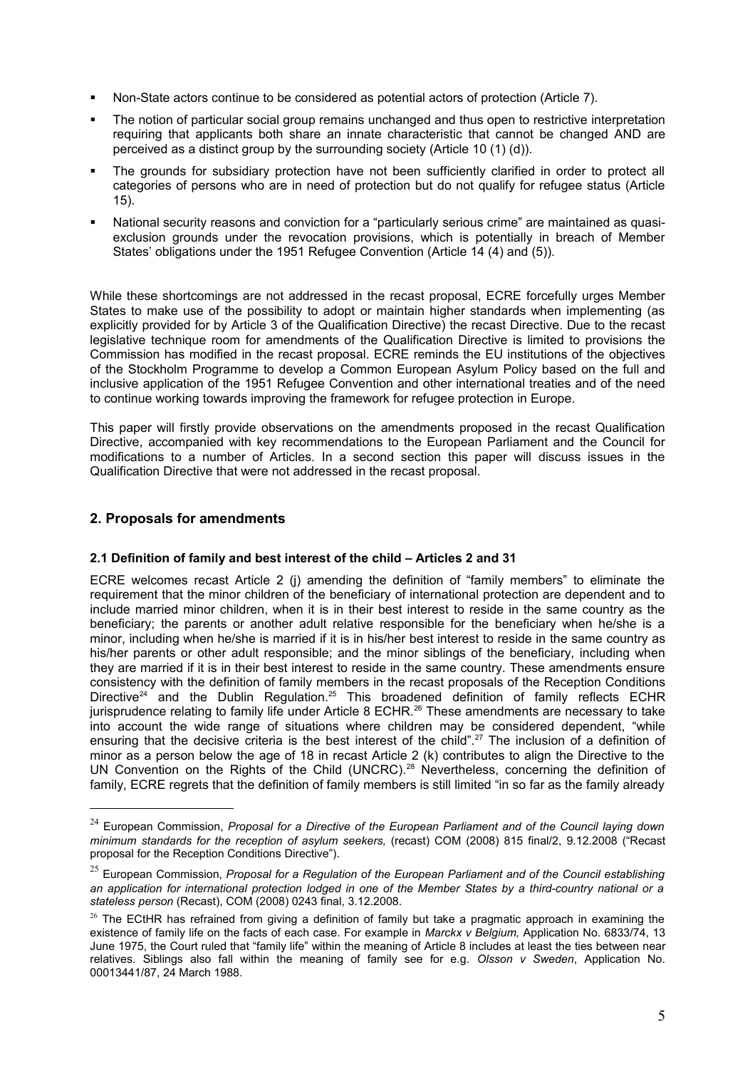- Non-State actors continue to be considered as potential actors of protection (Article 7).
- The notion of particular social group remains unchanged and thus open to restrictive interpretation requiring that applicants both share an innate characteristic that cannot be changed AND are perceived as a distinct group by the surrounding society (Article 10 (1) (d)).
- The grounds for subsidiary protection have not been sufficiently clarified in order to protect all categories of persons who are in need of protection but do not qualify for refugee status (Article 15).
- National security reasons and conviction for a "particularly serious crime" are maintained as quasi-exclusion grounds under the revocation provisions, which is potentially in breach of Member States' obligations under the 1951 Refugee Convention (Article 14 (4) and (5)).

While these shortcomings are not addressed in the recast proposal, ECRE forcefully urges Member States to make use of the possibility to adopt or maintain higher standards when implementing (as explicitly provided for by Article 3 of the Qualification Directive) the recast Directive. Due to the recast legislative technique room for amendments of the Qualification Directive is limited to provisions the Commission has modified in the recast proposal. ECRE reminds the EU institutions of the objectives of the Stockholm Programme to develop a Common European Asylum Policy based on the full and inclusive application of the 1951 Refugee Convention and other international treaties and of the need to continue working towards improving the framework for refugee protection in Europe.

This paper will firstly provide observations on the amendments proposed in the recast Qualification Directive, accompanied with key recommendations to the European Parliament and the Council for modifications to a number of Articles. In a second section this paper will discuss issues in the Qualification Directive that were not addressed in the recast proposal.

## 2. Proposals for amendments

### 2.1 Definition of family and best interest of the child – Articles 2 and 31

ECRE welcomes recast Article 2 (j) amending the definition of "family members" to eliminate the requirement that the minor children of the beneficiary of international protection are dependent and to include married minor children, when it is in their best interest to reside in the same country as the beneficiary; the parents or another adult relative responsible for the beneficiary when he/she is a minor, including when he/she is married if it is in his/her best interest to reside in the same country as his/her parents or other adult responsible; and the minor siblings of the beneficiary, including when they are married if it is in their best interest to reside in the same country. These amendments ensure consistency with the definition of family members in the recast proposals of the Reception Conditions Directive[24] and the Dublin Regulation.[25] This broadened definition of family reflects ECHR jurisprudence relating to family life under Article 8 ECHR.[26] These amendments are necessary to take into account the wide range of situations where children may be considered dependent, "while ensuring that the decisive criteria is the best interest of the child".[27] The inclusion of a definition of minor as a person below the age of 18 in recast Article 2 (k) contributes to align the Directive to the UN Convention on the Rights of the Child (UNCRC).[28] Nevertheless, concerning the definition of family, ECRE regrets that the definition of family members is still limited "in so far as the family already

---

[24] European Commission, *Proposal for a Directive of the European Parliament and of the Council laying down minimum standards for the reception of asylum seekers,* (recast) COM (2008) 815 final/2, 9.12.2008 ("Recast proposal for the Reception Conditions Directive").

[25] European Commission, *Proposal for a Regulation of the European Parliament and of the Council establishing an application for international protection lodged in one of the Member States by a third-country national or a stateless person* (Recast), COM (2008) 0243 final, 3.12.2008.

[26] The ECtHR has refrained from giving a definition of family but take a pragmatic approach in examining the existence of family life on the facts of each case. For example in *Marckx v Belgium,* Application No. 6833/74, 13 June 1975, the Court ruled that "family life" within the meaning of Article 8 includes at least the ties between near relatives. Siblings also fall within the meaning of family see for e.g. *Olsson v Sweden*, Application No. 00013441/87, 24 March 1988.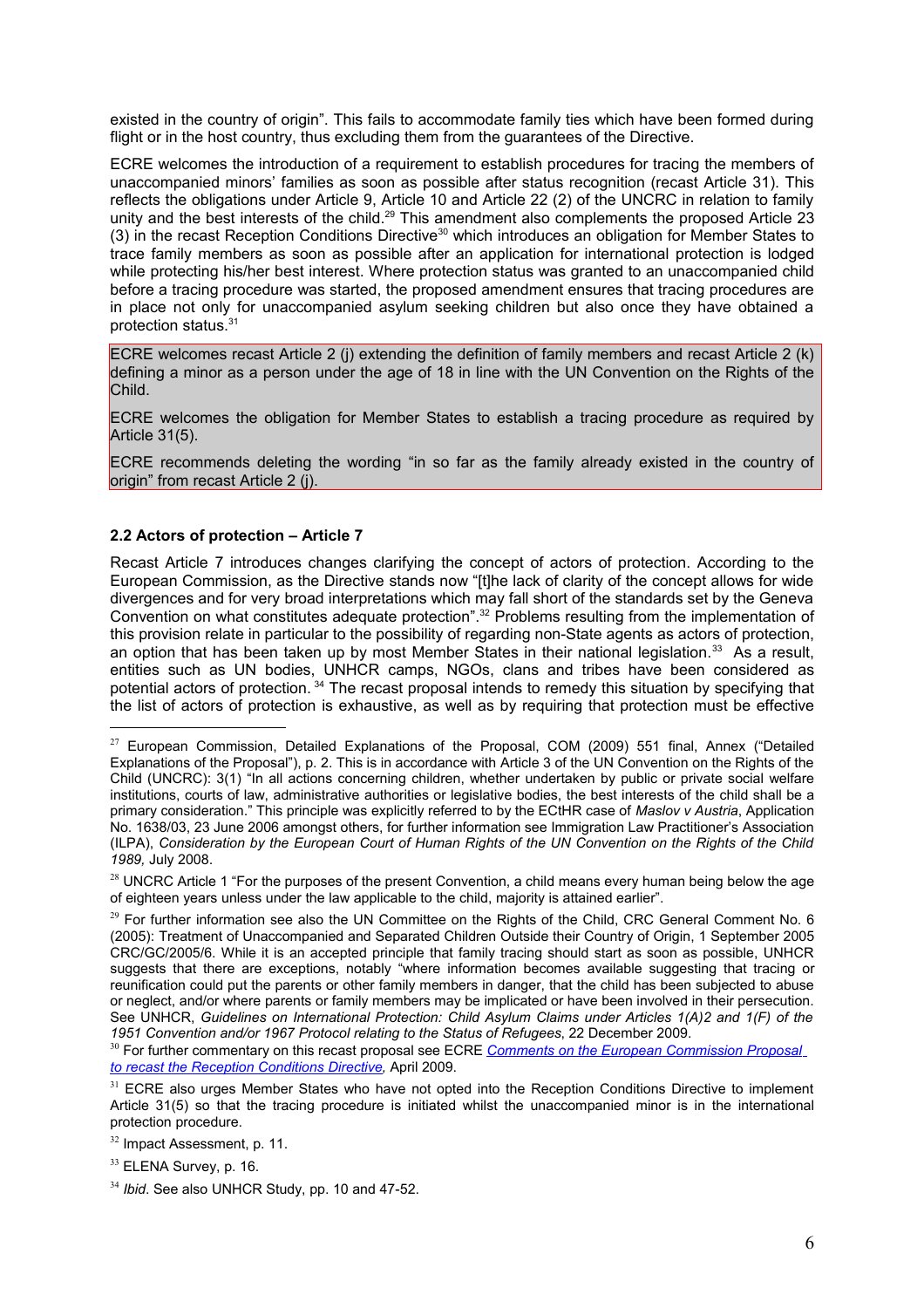existed in the country of origin". This fails to accommodate family ties which have been formed during flight or in the host country, thus excluding them from the guarantees of the Directive.

ECRE welcomes the introduction of a requirement to establish procedures for tracing the members of unaccompanied minors' families as soon as possible after status recognition (recast Article 31). This reflects the obligations under Article 9, Article 10 and Article 22 (2) of the UNCRC in relation to family unity and the best interests of the child.[29] This amendment also complements the proposed Article 23 (3) in the recast Reception Conditions Directive[30] which introduces an obligation for Member States to trace family members as soon as possible after an application for international protection is lodged while protecting his/her best interest. Where protection status was granted to an unaccompanied child before a tracing procedure was started, the proposed amendment ensures that tracing procedures are in place not only for unaccompanied asylum seeking children but also once they have obtained a protection status.[31]

ECRE welcomes recast Article 2 (j) extending the definition of family members and recast Article 2 (k) defining a minor as a person under the age of 18 in line with the UN Convention on the Rights of the Child.

ECRE welcomes the obligation for Member States to establish a tracing procedure as required by Article 31(5).

ECRE recommends deleting the wording "in so far as the family already existed in the country of origin" from recast Article 2 (j).

### 2.2 Actors of protection – Article 7

Recast Article 7 introduces changes clarifying the concept of actors of protection. According to the European Commission, as the Directive stands now "[t]he lack of clarity of the concept allows for wide divergences and for very broad interpretations which may fall short of the standards set by the Geneva Convention on what constitutes adequate protection".[32] Problems resulting from the implementation of this provision relate in particular to the possibility of regarding non-State agents as actors of protection, an option that has been taken up by most Member States in their national legislation.[33] As a result, entities such as UN bodies, UNHCR camps, NGOs, clans and tribes have been considered as potential actors of protection.[34] The recast proposal intends to remedy this situation by specifying that the list of actors of protection is exhaustive, as well as by requiring that protection must be effective

---

[27] European Commission, Detailed Explanations of the Proposal, COM (2009) 551 final, Annex ("Detailed Explanations of the Proposal"), p. 2. This is in accordance with Article 3 of the UN Convention on the Rights of the Child (UNCRC): 3(1) "In all actions concerning children, whether undertaken by public or private social welfare institutions, courts of law, administrative authorities or legislative bodies, the best interests of the child shall be a primary consideration." This principle was explicitly referred to by the ECtHR case of *Maslov v Austria*, Application No. 1638/03, 23 June 2006 amongst others, for further information see Immigration Law Practitioner's Association (ILPA), *Consideration by the European Court of Human Rights of the UN Convention on the Rights of the Child 1989,* July 2008.

[28] UNCRC Article 1 "For the purposes of the present Convention, a child means every human being below the age of eighteen years unless under the law applicable to the child, majority is attained earlier".

[29] For further information see also the UN Committee on the Rights of the Child, CRC General Comment No. 6 (2005): Treatment of Unaccompanied and Separated Children Outside their Country of Origin, 1 September 2005 CRC/GC/2005/6. While it is an accepted principle that family tracing should start as soon as possible, UNHCR suggests that there are exceptions, notably "where information becomes available suggesting that tracing or reunification could put the parents or other family members in danger, that the child has been subjected to abuse or neglect, and/or where parents or family members may be implicated or have been involved in their persecution. See UNHCR, *Guidelines on International Protection: Child Asylum Claims under Articles 1(A)2 and 1(F) of the 1951 Convention and/or 1967 Protocol relating to the Status of Refugees*, 22 December 2009.

[30] For further commentary on this recast proposal see ECRE *Comments on the European Commission Proposal to recast the Reception Conditions Directive,* April 2009.

[31] ECRE also urges Member States who have not opted into the Reception Conditions Directive to implement Article 31(5) so that the tracing procedure is initiated whilst the unaccompanied minor is in the international protection procedure.

[32] Impact Assessment, p. 11.

[33] ELENA Survey, p. 16.

[34] *Ibid*. See also UNHCR Study, pp. 10 and 47-52.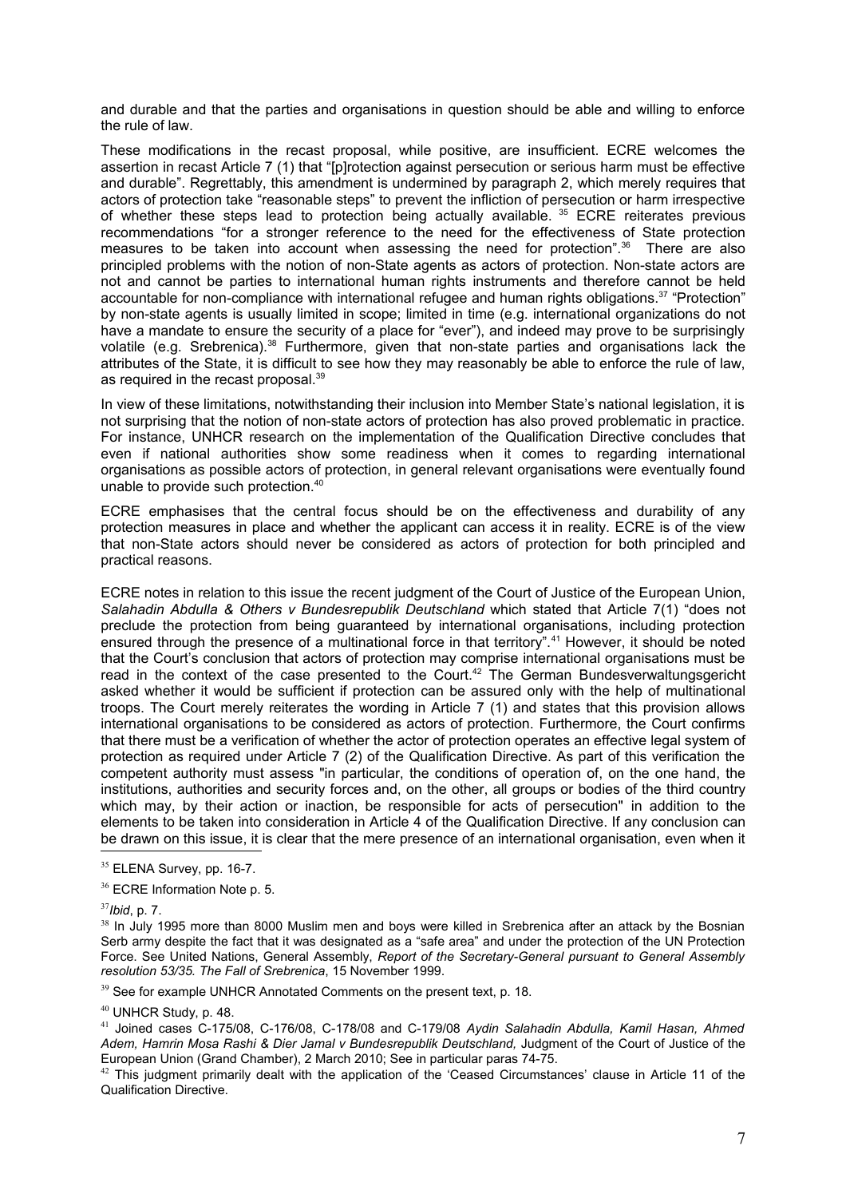and durable and that the parties and organisations in question should be able and willing to enforce the rule of law.

These modifications in the recast proposal, while positive, are insufficient. ECRE welcomes the assertion in recast Article 7 (1) that "[p]rotection against persecution or serious harm must be effective and durable". Regrettably, this amendment is undermined by paragraph 2, which merely requires that actors of protection take "reasonable steps" to prevent the infliction of persecution or harm irrespective of whether these steps lead to protection being actually available. [35] ECRE reiterates previous recommendations "for a stronger reference to the need for the effectiveness of State protection measures to be taken into account when assessing the need for protection".[36] There are also principled problems with the notion of non-State agents as actors of protection. Non-state actors are not and cannot be parties to international human rights instruments and therefore cannot be held accountable for non-compliance with international refugee and human rights obligations.[37] "Protection" by non-state agents is usually limited in scope; limited in time (e.g. international organizations do not have a mandate to ensure the security of a place for "ever"), and indeed may prove to be surprisingly volatile (e.g. Srebrenica).[38] Furthermore, given that non-state parties and organisations lack the attributes of the State, it is difficult to see how they may reasonably be able to enforce the rule of law, as required in the recast proposal.[39]

In view of these limitations, notwithstanding their inclusion into Member State's national legislation, it is not surprising that the notion of non-state actors of protection has also proved problematic in practice. For instance, UNHCR research on the implementation of the Qualification Directive concludes that even if national authorities show some readiness when it comes to regarding international organisations as possible actors of protection, in general relevant organisations were eventually found unable to provide such protection.[40]

ECRE emphasises that the central focus should be on the effectiveness and durability of any protection measures in place and whether the applicant can access it in reality. ECRE is of the view that non-State actors should never be considered as actors of protection for both principled and practical reasons.

ECRE notes in relation to this issue the recent judgment of the Court of Justice of the European Union, *Salahadin Abdulla & Others v Bundesrepublik Deutschland* which stated that Article 7(1) "does not preclude the protection from being guaranteed by international organisations, including protection ensured through the presence of a multinational force in that territory".[41] However, it should be noted that the Court's conclusion that actors of protection may comprise international organisations must be read in the context of the case presented to the Court.[42] The German Bundesverwaltungsgericht asked whether it would be sufficient if protection can be assured only with the help of multinational troops. The Court merely reiterates the wording in Article 7 (1) and states that this provision allows international organisations to be considered as actors of protection. Furthermore, the Court confirms that there must be a verification of whether the actor of protection operates an effective legal system of protection as required under Article 7 (2) of the Qualification Directive. As part of this verification the competent authority must assess "in particular, the conditions of operation of, on the one hand, the institutions, authorities and security forces and, on the other, all groups or bodies of the third country which may, by their action or inaction, be responsible for acts of persecution" in addition to the elements to be taken into consideration in Article 4 of the Qualification Directive. If any conclusion can be drawn on this issue, it is clear that the mere presence of an international organisation, even when it

---

[35] ELENA Survey, pp. 16-7.

[36] ECRE Information Note p. 5.

[37] *Ibid*, p. 7.

[38] In July 1995 more than 8000 Muslim men and boys were killed in Srebrenica after an attack by the Bosnian Serb army despite the fact that it was designated as a "safe area" and under the protection of the UN Protection Force. See United Nations, General Assembly, *Report of the Secretary-General pursuant to General Assembly resolution 53/35. The Fall of Srebrenica*, 15 November 1999.

[39] See for example UNHCR Annotated Comments on the present text, p. 18.

[40] UNHCR Study, p. 48.

[41] Joined cases C-175/08, C-176/08, C-178/08 and C-179/08 *Aydin Salahadin Abdulla, Kamil Hasan, Ahmed Adem, Hamrin Mosa Rashi & Dier Jamal v Bundesrepublik Deutschland,* Judgment of the Court of Justice of the European Union (Grand Chamber), 2 March 2010; See in particular paras 74-75.

[42] This judgment primarily dealt with the application of the 'Ceased Circumstances' clause in Article 11 of the Qualification Directive.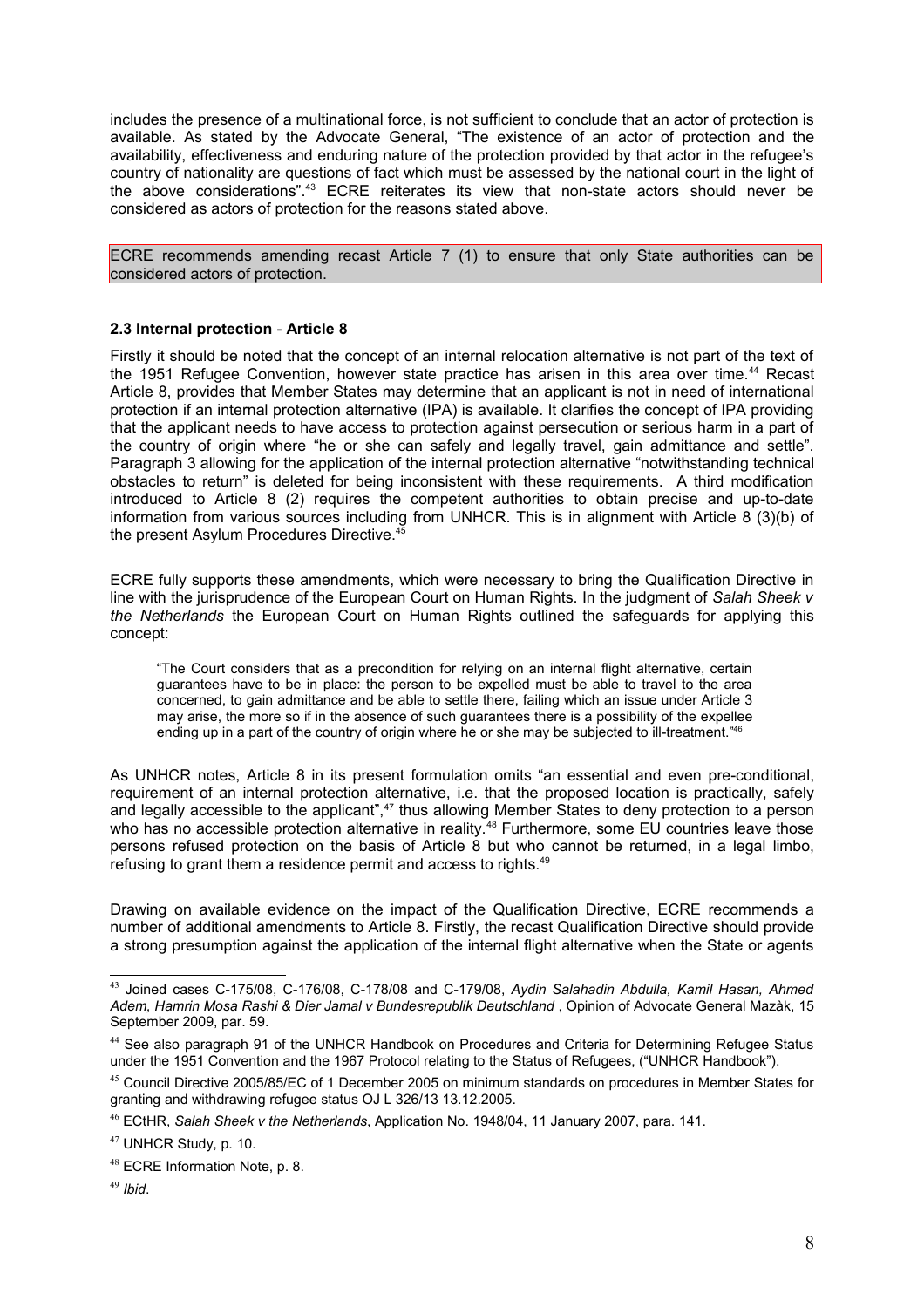includes the presence of a multinational force, is not sufficient to conclude that an actor of protection is available. As stated by the Advocate General, "The existence of an actor of protection and the availability, effectiveness and enduring nature of the protection provided by that actor in the refugee's country of nationality are questions of fact which must be assessed by the national court in the light of the above considerations".[43] ECRE reiterates its view that non-state actors should never be considered as actors of protection for the reasons stated above.

ECRE recommends amending recast Article 7 (1) to ensure that only State authorities can be considered actors of protection.

### 2.3 Internal protection - Article 8

Firstly it should be noted that the concept of an internal relocation alternative is not part of the text of the 1951 Refugee Convention, however state practice has arisen in this area over time.[44] Recast Article 8, provides that Member States may determine that an applicant is not in need of international protection if an internal protection alternative (IPA) is available. It clarifies the concept of IPA providing that the applicant needs to have access to protection against persecution or serious harm in a part of the country of origin where "he or she can safely and legally travel, gain admittance and settle". Paragraph 3 allowing for the application of the internal protection alternative "notwithstanding technical obstacles to return" is deleted for being inconsistent with these requirements. A third modification introduced to Article 8 (2) requires the competent authorities to obtain precise and up-to-date information from various sources including from UNHCR. This is in alignment with Article 8 (3)(b) of the present Asylum Procedures Directive.[45]

ECRE fully supports these amendments, which were necessary to bring the Qualification Directive in line with the jurisprudence of the European Court on Human Rights. In the judgment of *Salah Sheek v the Netherlands* the European Court on Human Rights outlined the safeguards for applying this concept:

> "The Court considers that as a precondition for relying on an internal flight alternative, certain guarantees have to be in place: the person to be expelled must be able to travel to the area concerned, to gain admittance and be able to settle there, failing which an issue under Article 3 may arise, the more so if in the absence of such guarantees there is a possibility of the expellee ending up in a part of the country of origin where he or she may be subjected to ill-treatment."[46]

As UNHCR notes, Article 8 in its present formulation omits "an essential and even pre-conditional, requirement of an internal protection alternative, i.e. that the proposed location is practically, safely and legally accessible to the applicant",[47] thus allowing Member States to deny protection to a person who has no accessible protection alternative in reality.[48] Furthermore, some EU countries leave those persons refused protection on the basis of Article 8 but who cannot be returned, in a legal limbo, refusing to grant them a residence permit and access to rights.[49]

Drawing on available evidence on the impact of the Qualification Directive, ECRE recommends a number of additional amendments to Article 8. Firstly, the recast Qualification Directive should provide a strong presumption against the application of the internal flight alternative when the State or agents

---

[43] Joined cases C-175/08, C-176/08, C-178/08 and C-179/08, *Aydin Salahadin Abdulla, Kamil Hasan, Ahmed Adem, Hamrin Mosa Rashi & Dier Jamal v Bundesrepublik Deutschland* , Opinion of Advocate General Mazàk, 15 September 2009, par. 59.

[44] See also paragraph 91 of the UNHCR Handbook on Procedures and Criteria for Determining Refugee Status under the 1951 Convention and the 1967 Protocol relating to the Status of Refugees, ("UNHCR Handbook").

[45] Council Directive 2005/85/EC of 1 December 2005 on minimum standards on procedures in Member States for granting and withdrawing refugee status OJ L 326/13 13.12.2005.

[46] ECtHR, *Salah Sheek v the Netherlands*, Application No. 1948/04, 11 January 2007, para. 141.

[47] UNHCR Study, p. 10.

[48] ECRE Information Note, p. 8.

[49] *Ibid*.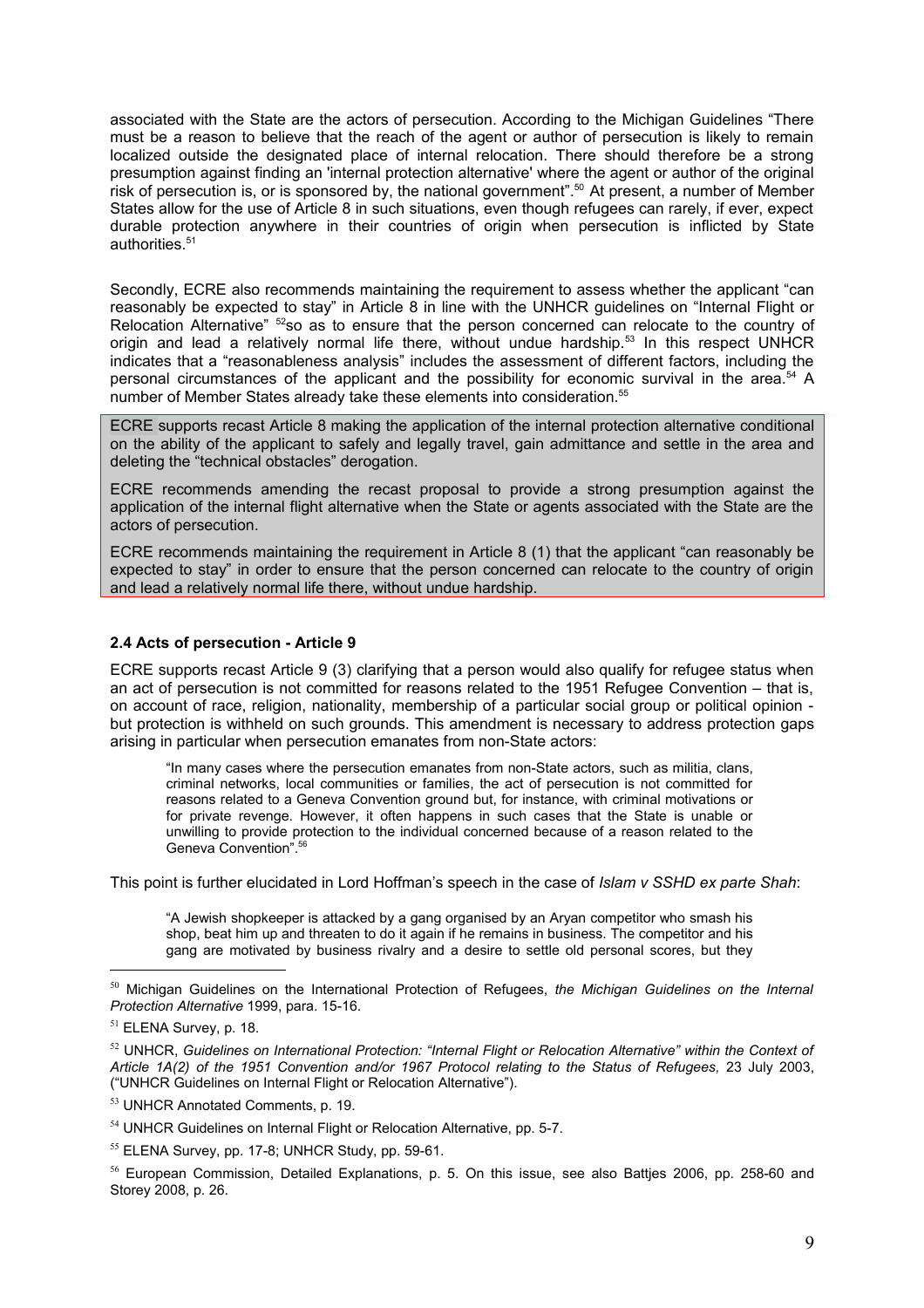associated with the State are the actors of persecution. According to the Michigan Guidelines "There must be a reason to believe that the reach of the agent or author of persecution is likely to remain localized outside the designated place of internal relocation. There should therefore be a strong presumption against finding an 'internal protection alternative' where the agent or author of the original risk of persecution is, or is sponsored by, the national government".[50] At present, a number of Member States allow for the use of Article 8 in such situations, even though refugees can rarely, if ever, expect durable protection anywhere in their countries of origin when persecution is inflicted by State authorities.[51]

Secondly, ECRE also recommends maintaining the requirement to assess whether the applicant "can reasonably be expected to stay" in Article 8 in line with the UNHCR guidelines on "Internal Flight or Relocation Alternative" [52]so as to ensure that the person concerned can relocate to the country of origin and lead a relatively normal life there, without undue hardship.[53] In this respect UNHCR indicates that a "reasonableness analysis" includes the assessment of different factors, including the personal circumstances of the applicant and the possibility for economic survival in the area.[54] A number of Member States already take these elements into consideration.[55]

ECRE supports recast Article 8 making the application of the internal protection alternative conditional on the ability of the applicant to safely and legally travel, gain admittance and settle in the area and deleting the "technical obstacles" derogation.

ECRE recommends amending the recast proposal to provide a strong presumption against the application of the internal flight alternative when the State or agents associated with the State are the actors of persecution.

ECRE recommends maintaining the requirement in Article 8 (1) that the applicant "can reasonably be expected to stay" in order to ensure that the person concerned can relocate to the country of origin and lead a relatively normal life there, without undue hardship.

### 2.4 Acts of persecution - Article 9

ECRE supports recast Article 9 (3) clarifying that a person would also qualify for refugee status when an act of persecution is not committed for reasons related to the 1951 Refugee Convention – that is, on account of race, religion, nationality, membership of a particular social group or political opinion - but protection is withheld on such grounds. This amendment is necessary to address protection gaps arising in particular when persecution emanates from non-State actors:

> "In many cases where the persecution emanates from non-State actors, such as militia, clans, criminal networks, local communities or families, the act of persecution is not committed for reasons related to a Geneva Convention ground but, for instance, with criminal motivations or for private revenge. However, it often happens in such cases that the State is unable or unwilling to provide protection to the individual concerned because of a reason related to the Geneva Convention".[56]

This point is further elucidated in Lord Hoffman's speech in the case of *Islam v SSHD ex parte Shah*:

> "A Jewish shopkeeper is attacked by a gang organised by an Aryan competitor who smash his shop, beat him up and threaten to do it again if he remains in business. The competitor and his gang are motivated by business rivalry and a desire to settle old personal scores, but they

---

[50] Michigan Guidelines on the International Protection of Refugees, *the Michigan Guidelines on the Internal Protection Alternative* 1999, para. 15-16.

[51] ELENA Survey, p. 18.

[52] UNHCR, *Guidelines on International Protection: "Internal Flight or Relocation Alternative" within the Context of Article 1A(2) of the 1951 Convention and/or 1967 Protocol relating to the Status of Refugees,* 23 July 2003, ("UNHCR Guidelines on Internal Flight or Relocation Alternative").

[53] UNHCR Annotated Comments, p. 19.

[54] UNHCR Guidelines on Internal Flight or Relocation Alternative, pp. 5-7.

[55] ELENA Survey, pp. 17-8; UNHCR Study, pp. 59-61.

[56] European Commission, Detailed Explanations, p. 5. On this issue, see also Battjes 2006, pp. 258-60 and Storey 2008, p. 26.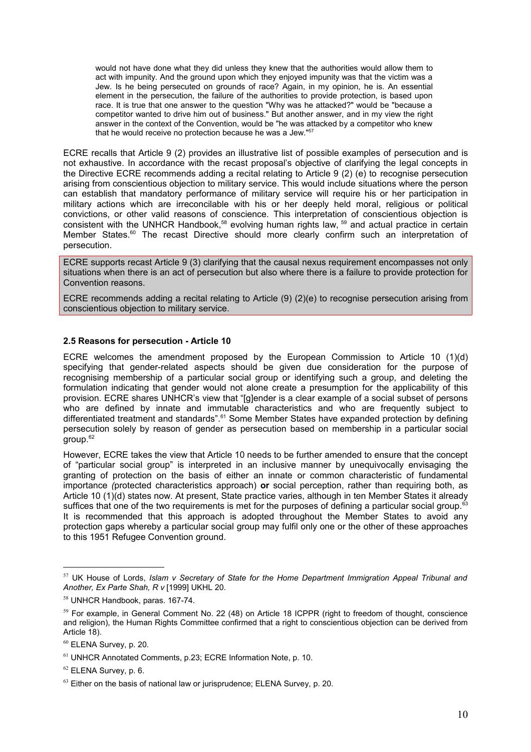> would not have done what they did unless they knew that the authorities would allow them to act with impunity. And the ground upon which they enjoyed impunity was that the victim was a Jew. Is he being persecuted on grounds of race? Again, in my opinion, he is. An essential element in the persecution, the failure of the authorities to provide protection, is based upon race. It is true that one answer to the question "Why was he attacked?" would be "because a competitor wanted to drive him out of business." But another answer, and in my view the right answer in the context of the Convention, would be "he was attacked by a competitor who knew that he would receive no protection because he was a Jew."[57]

ECRE recalls that Article 9 (2) provides an illustrative list of possible examples of persecution and is not exhaustive. In accordance with the recast proposal's objective of clarifying the legal concepts in the Directive ECRE recommends adding a recital relating to Article 9 (2) (e) to recognise persecution arising from conscientious objection to military service. This would include situations where the person can establish that mandatory performance of military service will require his or her participation in military actions which are irreconcilable with his or her deeply held moral, religious or political convictions, or other valid reasons of conscience. This interpretation of conscientious objection is consistent with the UNHCR Handbook,[58] evolving human rights law, [59] and actual practice in certain Member States.[60] The recast Directive should more clearly confirm such an interpretation of persecution.

ECRE supports recast Article 9 (3) clarifying that the causal nexus requirement encompasses not only situations when there is an act of persecution but also where there is a failure to provide protection for Convention reasons.

ECRE recommends adding a recital relating to Article (9) (2)(e) to recognise persecution arising from conscientious objection to military service.

### 2.5 Reasons for persecution - Article 10

ECRE welcomes the amendment proposed by the European Commission to Article 10 (1)(d) specifying that gender-related aspects should be given due consideration for the purpose of recognising membership of a particular social group or identifying such a group, and deleting the formulation indicating that gender would not alone create a presumption for the applicability of this provision. ECRE shares UNHCR's view that "[g]ender is a clear example of a social subset of persons who are defined by innate and immutable characteristics and who are frequently subject to differentiated treatment and standards".[61] Some Member States have expanded protection by defining persecution solely by reason of gender as persecution based on membership in a particular social group.[62]

However, ECRE takes the view that Article 10 needs to be further amended to ensure that the concept of "particular social group" is interpreted in an inclusive manner by unequivocally envisaging the granting of protection on the basis of either an innate or common characteristic of fundamental importance *(*protected characteristics approach) **or** social perception, rather than requiring both, as Article 10 (1)(d) states now. At present, State practice varies, although in ten Member States it already suffices that one of the two requirements is met for the purposes of defining a particular social group.[63] It is recommended that this approach is adopted throughout the Member States to avoid any protection gaps whereby a particular social group may fulfil only one or the other of these approaches to this 1951 Refugee Convention ground.

---

[57] UK House of Lords, *Islam v Secretary of State for the Home Department Immigration Appeal Tribunal and Another, Ex Parte Shah, R v* [1999] UKHL 20.

[58] UNHCR Handbook, paras. 167-74.

[59] For example, in General Comment No. 22 (48) on Article 18 ICPPR (right to freedom of thought, conscience and religion), the Human Rights Committee confirmed that a right to conscientious objection can be derived from Article 18).

[60] ELENA Survey, p. 20.

[61] UNHCR Annotated Comments, p.23; ECRE Information Note, p. 10.

[62] ELENA Survey, p. 6.

[63] Either on the basis of national law or jurisprudence; ELENA Survey, p. 20.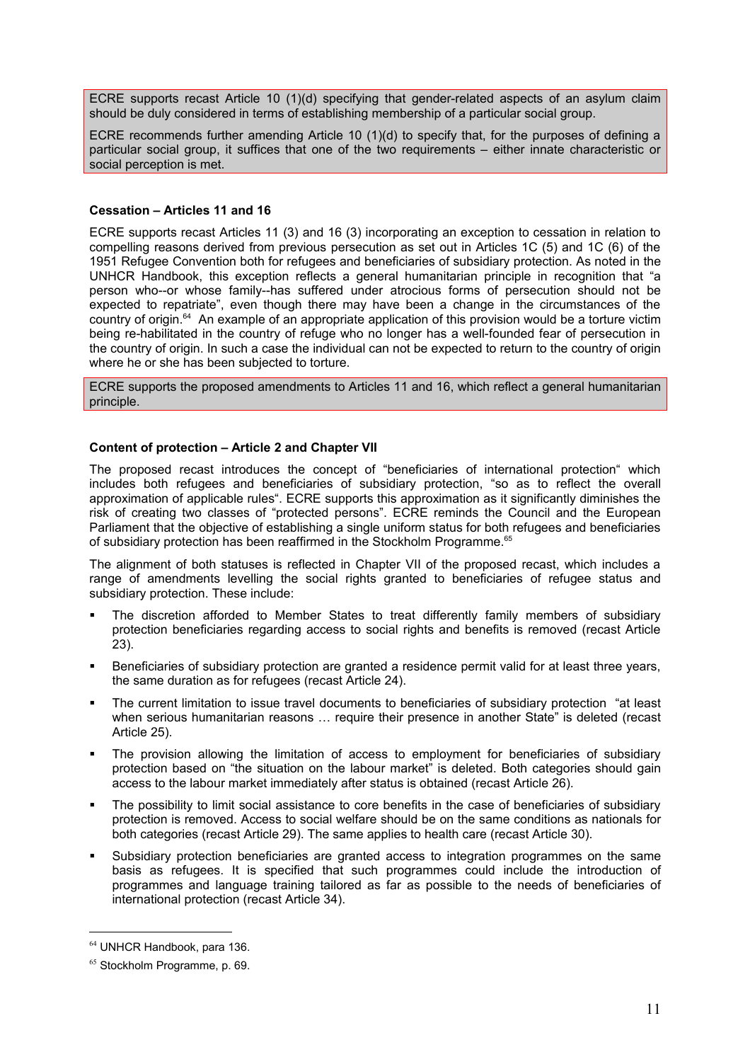ECRE supports recast Article 10 (1)(d) specifying that gender-related aspects of an asylum claim should be duly considered in terms of establishing membership of a particular social group.

ECRE recommends further amending Article 10 (1)(d) to specify that, for the purposes of defining a particular social group, it suffices that one of the two requirements – either innate characteristic or social perception is met.

**Cessation – Articles 11 and 16**

ECRE supports recast Articles 11 (3) and 16 (3) incorporating an exception to cessation in relation to compelling reasons derived from previous persecution as set out in Articles 1C (5) and 1C (6) of the 1951 Refugee Convention both for refugees and beneficiaries of subsidiary protection. As noted in the UNHCR Handbook, this exception reflects a general humanitarian principle in recognition that "a person who--or whose family--has suffered under atrocious forms of persecution should not be expected to repatriate", even though there may have been a change in the circumstances of the country of origin.[64] An example of an appropriate application of this provision would be a torture victim being re-habilitated in the country of refuge who no longer has a well-founded fear of persecution in the country of origin. In such a case the individual can not be expected to return to the country of origin where he or she has been subjected to torture.

ECRE supports the proposed amendments to Articles 11 and 16, which reflect a general humanitarian principle.

**Content of protection – Article 2 and Chapter VII**

The proposed recast introduces the concept of "beneficiaries of international protection" which includes both refugees and beneficiaries of subsidiary protection, "so as to reflect the overall approximation of applicable rules". ECRE supports this approximation as it significantly diminishes the risk of creating two classes of "protected persons". ECRE reminds the Council and the European Parliament that the objective of establishing a single uniform status for both refugees and beneficiaries of subsidiary protection has been reaffirmed in the Stockholm Programme.[65]

The alignment of both statuses is reflected in Chapter VII of the proposed recast, which includes a range of amendments levelling the social rights granted to beneficiaries of refugee status and subsidiary protection. These include:

- The discretion afforded to Member States to treat differently family members of subsidiary protection beneficiaries regarding access to social rights and benefits is removed (recast Article 23).
- Beneficiaries of subsidiary protection are granted a residence permit valid for at least three years, the same duration as for refugees (recast Article 24).
- The current limitation to issue travel documents to beneficiaries of subsidiary protection "at least when serious humanitarian reasons … require their presence in another State" is deleted (recast Article 25).
- The provision allowing the limitation of access to employment for beneficiaries of subsidiary protection based on "the situation on the labour market" is deleted. Both categories should gain access to the labour market immediately after status is obtained (recast Article 26).
- The possibility to limit social assistance to core benefits in the case of beneficiaries of subsidiary protection is removed. Access to social welfare should be on the same conditions as nationals for both categories (recast Article 29). The same applies to health care (recast Article 30).
- Subsidiary protection beneficiaries are granted access to integration programmes on the same basis as refugees. It is specified that such programmes could include the introduction of programmes and language training tailored as far as possible to the needs of beneficiaries of international protection (recast Article 34).

[64] UNHCR Handbook, para 136.

[65] Stockholm Programme, p. 69.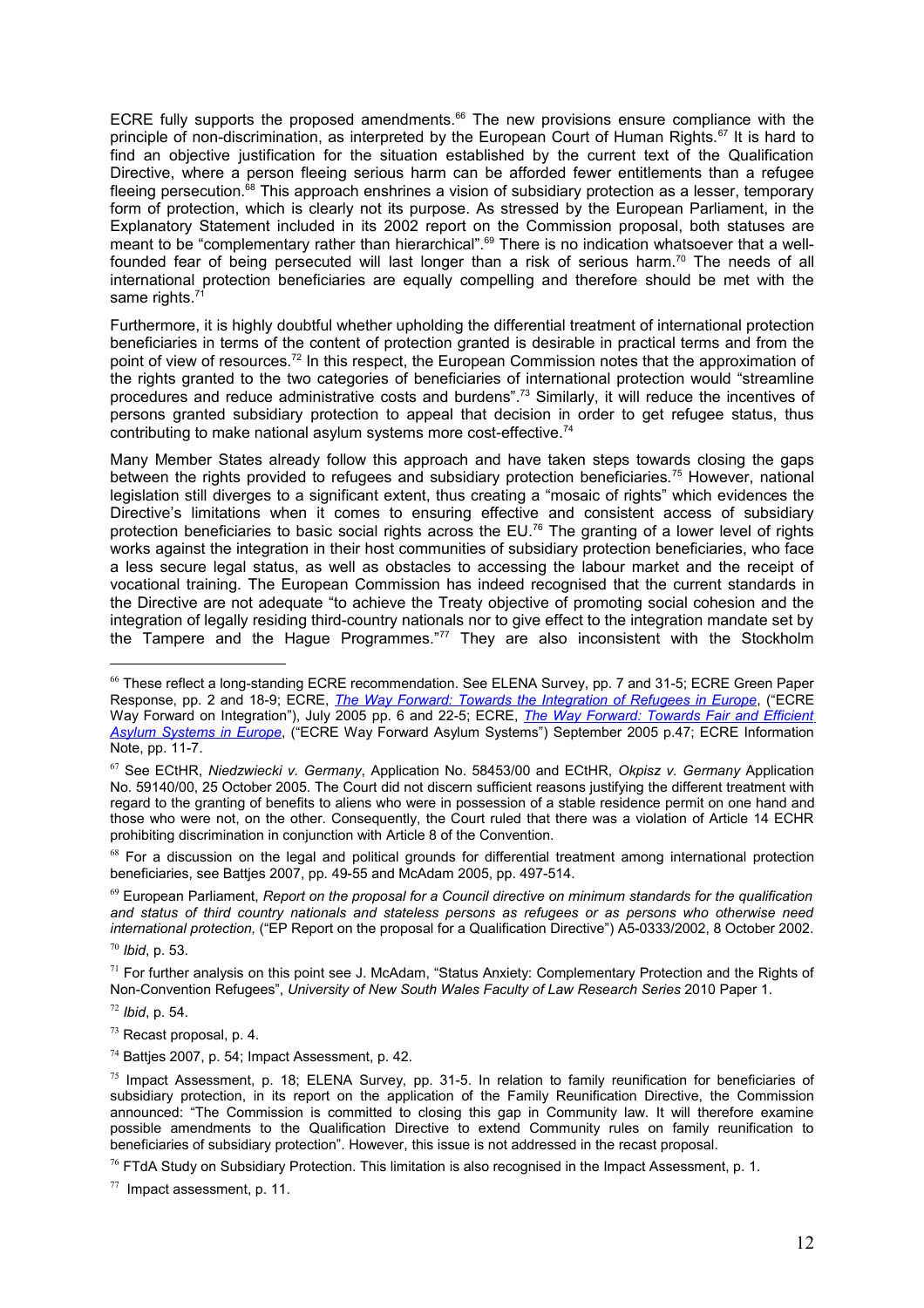ECRE fully supports the proposed amendments.[66] The new provisions ensure compliance with the principle of non-discrimination, as interpreted by the European Court of Human Rights.[67] It is hard to find an objective justification for the situation established by the current text of the Qualification Directive, where a person fleeing serious harm can be afforded fewer entitlements than a refugee fleeing persecution.[68] This approach enshrines a vision of subsidiary protection as a lesser, temporary form of protection, which is clearly not its purpose. As stressed by the European Parliament, in the Explanatory Statement included in its 2002 report on the Commission proposal, both statuses are meant to be "complementary rather than hierarchical".[69] There is no indication whatsoever that a well-founded fear of being persecuted will last longer than a risk of serious harm.[70] The needs of all international protection beneficiaries are equally compelling and therefore should be met with the same rights.[71]

Furthermore, it is highly doubtful whether upholding the differential treatment of international protection beneficiaries in terms of the content of protection granted is desirable in practical terms and from the point of view of resources.[72] In this respect, the European Commission notes that the approximation of the rights granted to the two categories of beneficiaries of international protection would "streamline procedures and reduce administrative costs and burdens".[73] Similarly, it will reduce the incentives of persons granted subsidiary protection to appeal that decision in order to get refugee status, thus contributing to make national asylum systems more cost-effective.[74]

Many Member States already follow this approach and have taken steps towards closing the gaps between the rights provided to refugees and subsidiary protection beneficiaries.[75] However, national legislation still diverges to a significant extent, thus creating a "mosaic of rights" which evidences the Directive's limitations when it comes to ensuring effective and consistent access of subsidiary protection beneficiaries to basic social rights across the EU.[76] The granting of a lower level of rights works against the integration in their host communities of subsidiary protection beneficiaries, who face a less secure legal status, as well as obstacles to accessing the labour market and the receipt of vocational training. The European Commission has indeed recognised that the current standards in the Directive are not adequate "to achieve the Treaty objective of promoting social cohesion and the integration of legally residing third-country nationals nor to give effect to the integration mandate set by the Tampere and the Hague Programmes."[77] They are also inconsistent with the Stockholm

---

[66] These reflect a long-standing ECRE recommendation. See ELENA Survey, pp. 7 and 31-5; ECRE Green Paper Response, pp. 2 and 18-9; ECRE, *The Way Forward: Towards the Integration of Refugees in Europe*, ("ECRE Way Forward on Integration"), July 2005 pp. 6 and 22-5; ECRE, *The Way Forward: Towards Fair and Efficient Asylum Systems in Europe*, ("ECRE Way Forward Asylum Systems") September 2005 p.47; ECRE Information Note, pp. 11-7.

[67] See ECtHR, *Niedzwiecki v. Germany*, Application No. 58453/00 and ECtHR, *Okpisz v. Germany* Application No. 59140/00, 25 October 2005. The Court did not discern sufficient reasons justifying the different treatment with regard to the granting of benefits to aliens who were in possession of a stable residence permit on one hand and those who were not, on the other. Consequently, the Court ruled that there was a violation of Article 14 ECHR prohibiting discrimination in conjunction with Article 8 of the Convention.

[68] For a discussion on the legal and political grounds for differential treatment among international protection beneficiaries, see Battjes 2007, pp. 49-55 and McAdam 2005, pp. 497-514.

[69] European Parliament, *Report on the proposal for a Council directive on minimum standards for the qualification and status of third country nationals and stateless persons as refugees or as persons who otherwise need international protection,* ("EP Report on the proposal for a Qualification Directive") A5-0333/2002, 8 October 2002.

[70] *Ibid*, p. 53.

[71] For further analysis on this point see J. McAdam, "Status Anxiety: Complementary Protection and the Rights of Non-Convention Refugees", *University of New South Wales Faculty of Law Research Series* 2010 Paper 1.

[72] *Ibid*, p. 54.

[73] Recast proposal, p. 4.

[74] Battjes 2007, p. 54; Impact Assessment, p. 42.

[75] Impact Assessment, p. 18; ELENA Survey, pp. 31-5. In relation to family reunification for beneficiaries of subsidiary protection, in its report on the application of the Family Reunification Directive, the Commission announced: "The Commission is committed to closing this gap in Community law. It will therefore examine possible amendments to the Qualification Directive to extend Community rules on family reunification to beneficiaries of subsidiary protection". However, this issue is not addressed in the recast proposal.

[76] FTdA Study on Subsidiary Protection. This limitation is also recognised in the Impact Assessment, p. 1.

[77] Impact assessment, p. 11.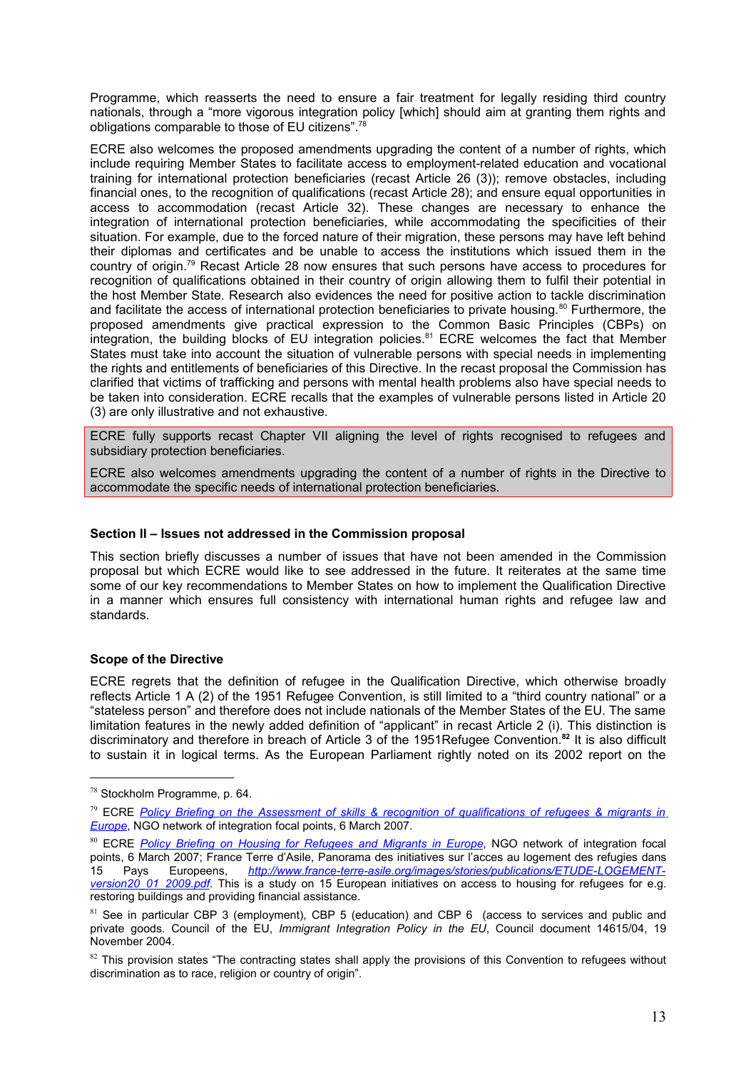Programme, which reasserts the need to ensure a fair treatment for legally residing third country nationals, through a "more vigorous integration policy [which] should aim at granting them rights and obligations comparable to those of EU citizens".[78]

ECRE also welcomes the proposed amendments upgrading the content of a number of rights, which include requiring Member States to facilitate access to employment-related education and vocational training for international protection beneficiaries (recast Article 26 (3)); remove obstacles, including financial ones, to the recognition of qualifications (recast Article 28); and ensure equal opportunities in access to accommodation (recast Article 32). These changes are necessary to enhance the integration of international protection beneficiaries, while accommodating the specificities of their situation. For example, due to the forced nature of their migration, these persons may have left behind their diplomas and certificates and be unable to access the institutions which issued them in the country of origin.[79] Recast Article 28 now ensures that such persons have access to procedures for recognition of qualifications obtained in their country of origin allowing them to fulfil their potential in the host Member State. Research also evidences the need for positive action to tackle discrimination and facilitate the access of international protection beneficiaries to private housing.[80] Furthermore, the proposed amendments give practical expression to the Common Basic Principles (CBPs) on integration, the building blocks of EU integration policies.[81] ECRE welcomes the fact that Member States must take into account the situation of vulnerable persons with special needs in implementing the rights and entitlements of beneficiaries of this Directive. In the recast proposal the Commission has clarified that victims of trafficking and persons with mental health problems also have special needs to be taken into consideration. ECRE recalls that the examples of vulnerable persons listed in Article 20 (3) are only illustrative and not exhaustive.

ECRE fully supports recast Chapter VII aligning the level of rights recognised to refugees and subsidiary protection beneficiaries.

ECRE also welcomes amendments upgrading the content of a number of rights in the Directive to accommodate the specific needs of international protection beneficiaries.

### Section II – Issues not addressed in the Commission proposal

This section briefly discusses a number of issues that have not been amended in the Commission proposal but which ECRE would like to see addressed in the future. It reiterates at the same time some of our key recommendations to Member States on how to implement the Qualification Directive in a manner which ensures full consistency with international human rights and refugee law and standards.

### Scope of the Directive

ECRE regrets that the definition of refugee in the Qualification Directive, which otherwise broadly reflects Article 1 A (2) of the 1951 Refugee Convention, is still limited to a "third country national" or a "stateless person" and therefore does not include nationals of the Member States of the EU. The same limitation features in the newly added definition of "applicant" in recast Article 2 (i). This distinction is discriminatory and therefore in breach of Article 3 of the 1951Refugee Convention.[82] It is also difficult to sustain it in logical terms. As the European Parliament rightly noted on its 2002 report on the

---

[78] Stockholm Programme, p. 64.

[79] ECRE *Policy Briefing on the Assessment of skills & recognition of qualifications of refugees & migrants in Europe*, NGO network of integration focal points, 6 March 2007.

[80] ECRE *Policy Briefing on Housing for Refugees and Migrants in Europe*, NGO network of integration focal points, 6 March 2007; France Terre d'Asile, Panorama des initiatives sur l'acces au logement des refugies dans 15 Pays Europeens, *http://www.france-terre-asile.org/images/stories/publications/ETUDE-LOGEMENT-version20_01_2009.pdf*. This is a study on 15 European initiatives on access to housing for refugees for e.g. restoring buildings and providing financial assistance.

[81] See in particular CBP 3 (employment), CBP 5 (education) and CBP 6 (access to services and public and private goods. Council of the EU, *Immigrant Integration Policy in the EU*, Council document 14615/04, 19 November 2004.

[82] This provision states "The contracting states shall apply the provisions of this Convention to refugees without discrimination as to race, religion or country of origin".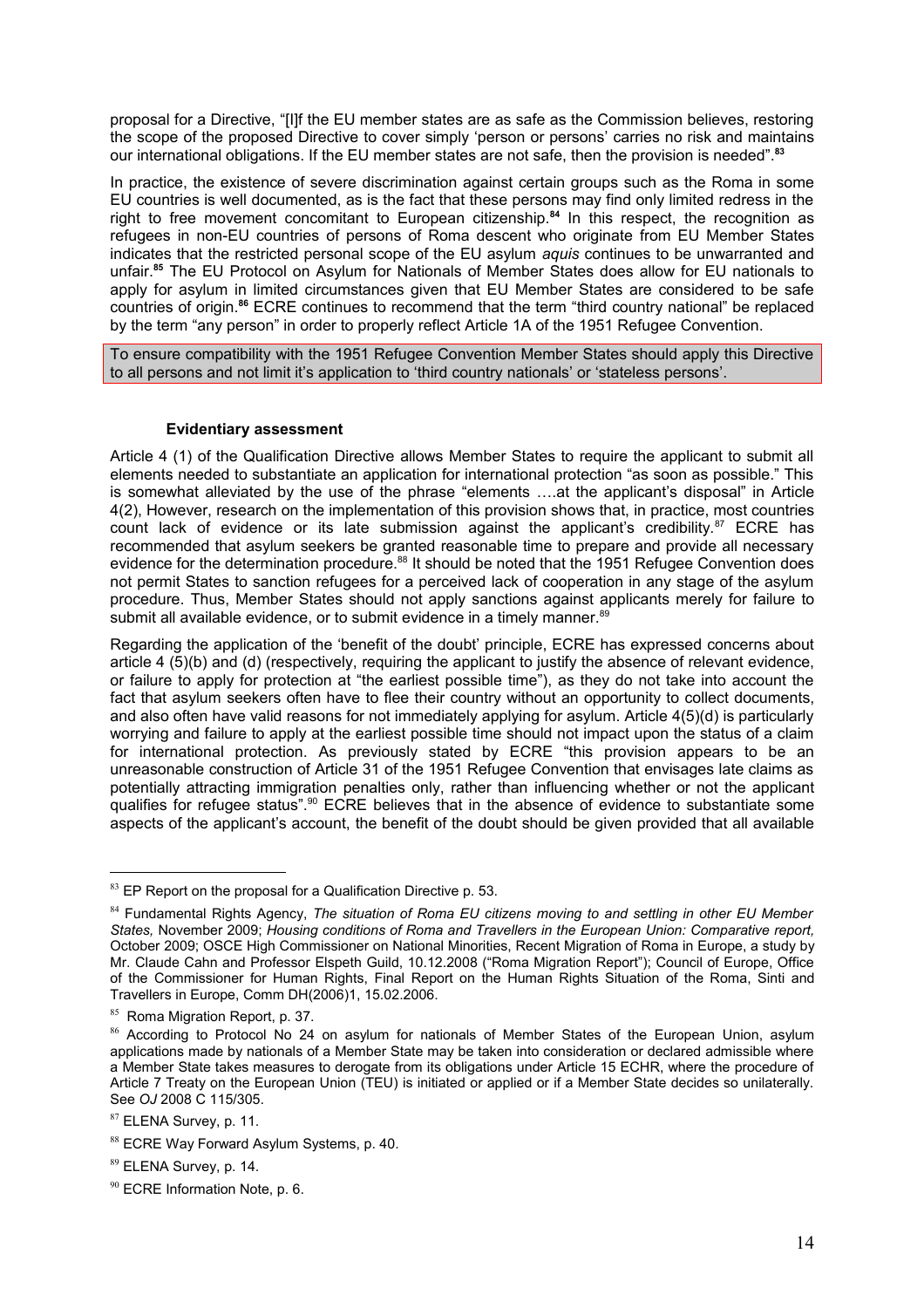proposal for a Directive, "[I]f the EU member states are as safe as the Commission believes, restoring the scope of the proposed Directive to cover simply 'person or persons' carries no risk and maintains our international obligations. If the EU member states are not safe, then the provision is needed".[83]

In practice, the existence of severe discrimination against certain groups such as the Roma in some EU countries is well documented, as is the fact that these persons may find only limited redress in the right to free movement concomitant to European citizenship.[84] In this respect, the recognition as refugees in non-EU countries of persons of Roma descent who originate from EU Member States indicates that the restricted personal scope of the EU asylum *aquis* continues to be unwarranted and unfair.[85] The EU Protocol on Asylum for Nationals of Member States does allow for EU nationals to apply for asylum in limited circumstances given that EU Member States are considered to be safe countries of origin.[86] ECRE continues to recommend that the term "third country national" be replaced by the term "any person" in order to properly reflect Article 1A of the 1951 Refugee Convention.

> To ensure compatibility with the 1951 Refugee Convention Member States should apply this Directive to all persons and not limit it's application to 'third country nationals' or 'stateless persons'.

#### Evidentiary assessment

Article 4 (1) of the Qualification Directive allows Member States to require the applicant to submit all elements needed to substantiate an application for international protection "as soon as possible." This is somewhat alleviated by the use of the phrase "elements ….at the applicant's disposal" in Article 4(2), However, research on the implementation of this provision shows that, in practice, most countries count lack of evidence or its late submission against the applicant's credibility.[87] ECRE has recommended that asylum seekers be granted reasonable time to prepare and provide all necessary evidence for the determination procedure.[88] It should be noted that the 1951 Refugee Convention does not permit States to sanction refugees for a perceived lack of cooperation in any stage of the asylum procedure. Thus, Member States should not apply sanctions against applicants merely for failure to submit all available evidence, or to submit evidence in a timely manner.[89]

Regarding the application of the 'benefit of the doubt' principle, ECRE has expressed concerns about article 4 (5)(b) and (d) (respectively, requiring the applicant to justify the absence of relevant evidence, or failure to apply for protection at "the earliest possible time"), as they do not take into account the fact that asylum seekers often have to flee their country without an opportunity to collect documents, and also often have valid reasons for not immediately applying for asylum. Article 4(5)(d) is particularly worrying and failure to apply at the earliest possible time should not impact upon the status of a claim for international protection. As previously stated by ECRE "this provision appears to be an unreasonable construction of Article 31 of the 1951 Refugee Convention that envisages late claims as potentially attracting immigration penalties only, rather than influencing whether or not the applicant qualifies for refugee status".[90] ECRE believes that in the absence of evidence to substantiate some aspects of the applicant's account, the benefit of the doubt should be given provided that all available

---

[83] EP Report on the proposal for a Qualification Directive p. 53.

[84] Fundamental Rights Agency, *The situation of Roma EU citizens moving to and settling in other EU Member States,* November 2009; *Housing conditions of Roma and Travellers in the European Union: Comparative report,* October 2009; OSCE High Commissioner on National Minorities, Recent Migration of Roma in Europe, a study by Mr. Claude Cahn and Professor Elspeth Guild, 10.12.2008 ("Roma Migration Report"); Council of Europe, Office of the Commissioner for Human Rights, Final Report on the Human Rights Situation of the Roma, Sinti and Travellers in Europe, Comm DH(2006)1, 15.02.2006.

[85] Roma Migration Report, p. 37.

[86] According to Protocol No 24 on asylum for nationals of Member States of the European Union, asylum applications made by nationals of a Member State may be taken into consideration or declared admissible where a Member State takes measures to derogate from its obligations under Article 15 ECHR, where the procedure of Article 7 Treaty on the European Union (TEU) is initiated or applied or if a Member State decides so unilaterally. See *OJ* 2008 C 115/305.

[87] ELENA Survey, p. 11.

[88] ECRE Way Forward Asylum Systems, p. 40.

[89] ELENA Survey, p. 14.

[90] ECRE Information Note, p. 6.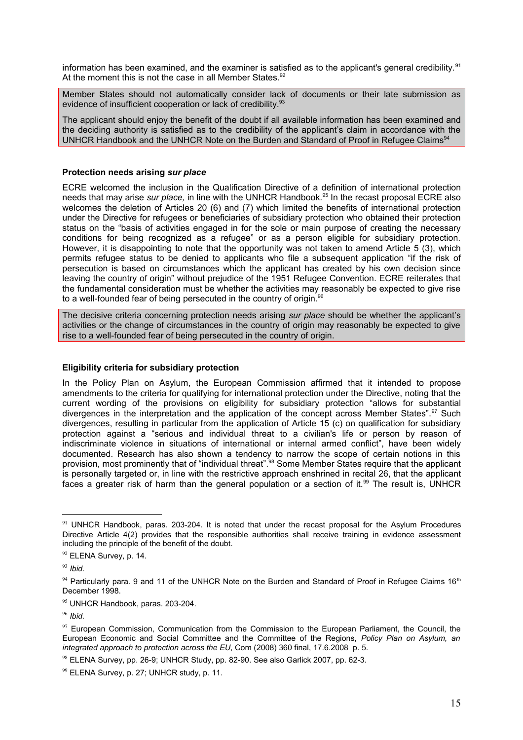information has been examined, and the examiner is satisfied as to the applicant's general credibility.[91] At the moment this is not the case in all Member States.[92]

> Member States should not automatically consider lack of documents or their late submission as evidence of insufficient cooperation or lack of credibility.[93]
>
> The applicant should enjoy the benefit of the doubt if all available information has been examined and the deciding authority is satisfied as to the credibility of the applicant's claim in accordance with the UNHCR Handbook and the UNHCR Note on the Burden and Standard of Proof in Refugee Claims[94]

**Protection needs arising *sur place***

ECRE welcomed the inclusion in the Qualification Directive of a definition of international protection needs that may arise *sur place,* in line with the UNHCR Handbook.[95] In the recast proposal ECRE also welcomes the deletion of Articles 20 (6) and (7) which limited the benefits of international protection under the Directive for refugees or beneficiaries of subsidiary protection who obtained their protection status on the "basis of activities engaged in for the sole or main purpose of creating the necessary conditions for being recognized as a refugee" or as a person eligible for subsidiary protection. However, it is disappointing to note that the opportunity was not taken to amend Article 5 (3), which permits refugee status to be denied to applicants who file a subsequent application "if the risk of persecution is based on circumstances which the applicant has created by his own decision since leaving the country of origin" without prejudice of the 1951 Refugee Convention. ECRE reiterates that the fundamental consideration must be whether the activities may reasonably be expected to give rise to a well-founded fear of being persecuted in the country of origin.[96]

> The decisive criteria concerning protection needs arising *sur place* should be whether the applicant's activities or the change of circumstances in the country of origin may reasonably be expected to give rise to a well-founded fear of being persecuted in the country of origin.

**Eligibility criteria for subsidiary protection**

In the Policy Plan on Asylum, the European Commission affirmed that it intended to propose amendments to the criteria for qualifying for international protection under the Directive, noting that the current wording of the provisions on eligibility for subsidiary protection "allows for substantial divergences in the interpretation and the application of the concept across Member States".[97] Such divergences, resulting in particular from the application of Article 15 (c) on qualification for subsidiary protection against a "serious and individual threat to a civilian's life or person by reason of indiscriminate violence in situations of international or internal armed conflict", have been widely documented. Research has also shown a tendency to narrow the scope of certain notions in this provision, most prominently that of "individual threat".[98] Some Member States require that the applicant is personally targeted or, in line with the restrictive approach enshrined in recital 26, that the applicant faces a greater risk of harm than the general population or a section of it.[99] The result is, UNHCR

---

[91] UNHCR Handbook, paras. 203-204. It is noted that under the recast proposal for the Asylum Procedures Directive Article 4(2) provides that the responsible authorities shall receive training in evidence assessment including the principle of the benefit of the doubt.

[92] ELENA Survey, p. 14.

[93] *Ibid.*

[94] Particularly para. 9 and 11 of the UNHCR Note on the Burden and Standard of Proof in Refugee Claims 16th December 1998.

[95] UNHCR Handbook, paras. 203-204.

[96] *Ibid.*

[97] European Commission, Communication from the Commission to the European Parliament, the Council, the European Economic and Social Committee and the Committee of the Regions, *Policy Plan on Asylum, an integrated approach to protection across the EU*, Com (2008) 360 final, 17.6.2008 p. 5.

[98] ELENA Survey, pp. 26-9; UNHCR Study, pp. 82-90. See also Garlick 2007, pp. 62-3.

[99] ELENA Survey, p. 27; UNHCR study, p. 11.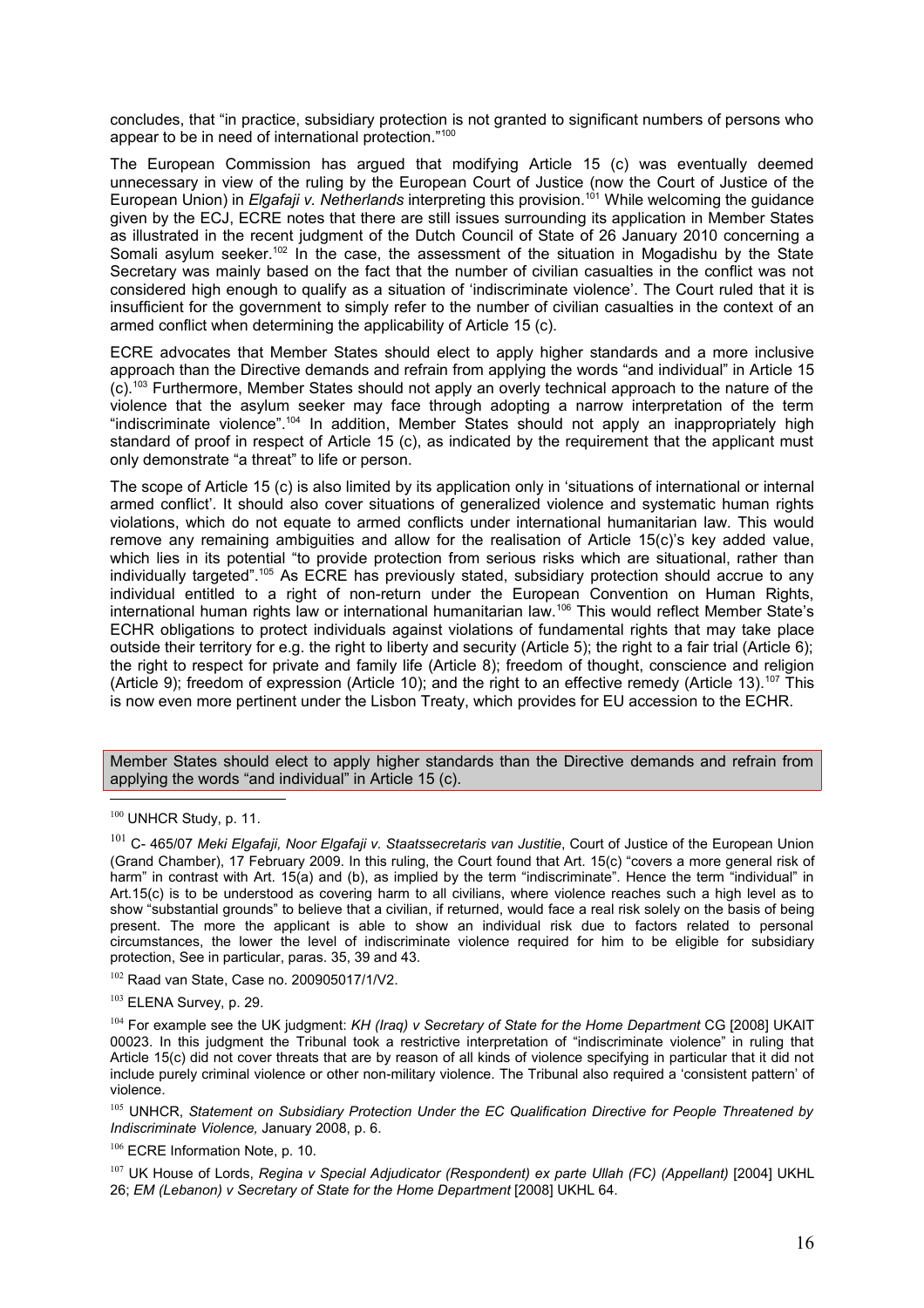concludes, that "in practice, subsidiary protection is not granted to significant numbers of persons who appear to be in need of international protection."[100]

The European Commission has argued that modifying Article 15 (c) was eventually deemed unnecessary in view of the ruling by the European Court of Justice (now the Court of Justice of the European Union) in *Elgafaji v. Netherlands* interpreting this provision.[101] While welcoming the guidance given by the ECJ, ECRE notes that there are still issues surrounding its application in Member States as illustrated in the recent judgment of the Dutch Council of State of 26 January 2010 concerning a Somali asylum seeker.[102] In the case, the assessment of the situation in Mogadishu by the State Secretary was mainly based on the fact that the number of civilian casualties in the conflict was not considered high enough to qualify as a situation of 'indiscriminate violence'. The Court ruled that it is insufficient for the government to simply refer to the number of civilian casualties in the context of an armed conflict when determining the applicability of Article 15 (c).

ECRE advocates that Member States should elect to apply higher standards and a more inclusive approach than the Directive demands and refrain from applying the words "and individual" in Article 15 (c).[103] Furthermore, Member States should not apply an overly technical approach to the nature of the violence that the asylum seeker may face through adopting a narrow interpretation of the term "indiscriminate violence".[104] In addition, Member States should not apply an inappropriately high standard of proof in respect of Article 15 (c), as indicated by the requirement that the applicant must only demonstrate "a threat" to life or person.

The scope of Article 15 (c) is also limited by its application only in 'situations of international or internal armed conflict'. It should also cover situations of generalized violence and systematic human rights violations, which do not equate to armed conflicts under international humanitarian law. This would remove any remaining ambiguities and allow for the realisation of Article 15(c)'s key added value, which lies in its potential "to provide protection from serious risks which are situational, rather than individually targeted".[105] As ECRE has previously stated, subsidiary protection should accrue to any individual entitled to a right of non-return under the European Convention on Human Rights, international human rights law or international humanitarian law.[106] This would reflect Member State's ECHR obligations to protect individuals against violations of fundamental rights that may take place outside their territory for e.g. the right to liberty and security (Article 5); the right to a fair trial (Article 6); the right to respect for private and family life (Article 8); freedom of thought, conscience and religion (Article 9); freedom of expression (Article 10); and the right to an effective remedy (Article 13).[107] This is now even more pertinent under the Lisbon Treaty, which provides for EU accession to the ECHR.

> Member States should elect to apply higher standards than the Directive demands and refrain from applying the words "and individual" in Article 15 (c).

---

[100] UNHCR Study, p. 11.

[101] C- 465/07 *Meki Elgafaji, Noor Elgafaji v. Staatssecretaris van Justitie*, Court of Justice of the European Union (Grand Chamber), 17 February 2009. In this ruling, the Court found that Art. 15(c) "covers a more general risk of harm" in contrast with Art. 15(a) and (b), as implied by the term "indiscriminate". Hence the term "individual" in Art.15(c) is to be understood as covering harm to all civilians, where violence reaches such a high level as to show "substantial grounds" to believe that a civilian, if returned, would face a real risk solely on the basis of being present. The more the applicant is able to show an individual risk due to factors related to personal circumstances, the lower the level of indiscriminate violence required for him to be eligible for subsidiary protection, See in particular, paras. 35, 39 and 43.

[102] Raad van State, Case no. 200905017/1/V2.

[103] ELENA Survey, p. 29.

[104] For example see the UK judgment: *KH (Iraq) v Secretary of State for the Home Department* CG [2008] UKAIT 00023. In this judgment the Tribunal took a restrictive interpretation of "indiscriminate violence" in ruling that Article 15(c) did not cover threats that are by reason of all kinds of violence specifying in particular that it did not include purely criminal violence or other non-military violence. The Tribunal also required a 'consistent pattern' of violence.

[105] UNHCR, *Statement on Subsidiary Protection Under the EC Qualification Directive for People Threatened by Indiscriminate Violence,* January 2008, p. 6.

[106] ECRE Information Note, p. 10.

[107] UK House of Lords, *Regina v Special Adjudicator (Respondent) ex parte Ullah (FC) (Appellant)* [2004] UKHL 26; *EM (Lebanon) v Secretary of State for the Home Department* [2008] UKHL 64.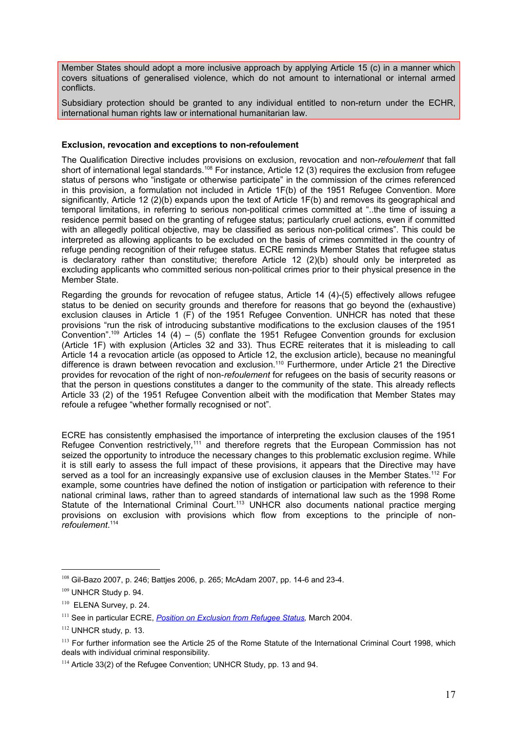Member States should adopt a more inclusive approach by applying Article 15 (c) in a manner which covers situations of generalised violence, which do not amount to international or internal armed conflicts.

Subsidiary protection should be granted to any individual entitled to non-return under the ECHR, international human rights law or international humanitarian law.

**Exclusion, revocation and exceptions to non-refoulement**

The Qualification Directive includes provisions on exclusion, revocation and non-*refoulement* that fall short of international legal standards.[108] For instance, Article 12 (3) requires the exclusion from refugee status of persons who "instigate or otherwise participate" in the commission of the crimes referenced in this provision, a formulation not included in Article 1F(b) of the 1951 Refugee Convention. More significantly, Article 12 (2)(b) expands upon the text of Article 1F(b) and removes its geographical and temporal limitations, in referring to serious non-political crimes committed at "..the time of issuing a residence permit based on the granting of refugee status; particularly cruel actions, even if committed with an allegedly political objective, may be classified as serious non-political crimes". This could be interpreted as allowing applicants to be excluded on the basis of crimes committed in the country of refuge pending recognition of their refugee status. ECRE reminds Member States that refugee status is declaratory rather than constitutive; therefore Article 12 (2)(b) should only be interpreted as excluding applicants who committed serious non-political crimes prior to their physical presence in the Member State.

Regarding the grounds for revocation of refugee status, Article 14 (4)-(5) effectively allows refugee status to be denied on security grounds and therefore for reasons that go beyond the (exhaustive) exclusion clauses in Article 1 (F) of the 1951 Refugee Convention. UNHCR has noted that these provisions "run the risk of introducing substantive modifications to the exclusion clauses of the 1951 Convention".[109] Articles 14 (4) – (5) conflate the 1951 Refugee Convention grounds for exclusion (Article 1F) with explusion (Articles 32 and 33). Thus ECRE reiterates that it is misleading to call Article 14 a revocation article (as opposed to Article 12, the exclusion article), because no meaningful difference is drawn between revocation and exclusion.[110] Furthermore, under Article 21 the Directive provides for revocation of the right of non-*refoulement* for refugees on the basis of security reasons or that the person in questions constitutes a danger to the community of the state. This already reflects Article 33 (2) of the 1951 Refugee Convention albeit with the modification that Member States may refoule a refugee "whether formally recognised or not".

ECRE has consistently emphasised the importance of interpreting the exclusion clauses of the 1951 Refugee Convention restrictively,[111] and therefore regrets that the European Commission has not seized the opportunity to introduce the necessary changes to this problematic exclusion regime. While it is still early to assess the full impact of these provisions, it appears that the Directive may have served as a tool for an increasingly expansive use of exclusion clauses in the Member States.[112] For example, some countries have defined the notion of instigation or participation with reference to their national criminal laws, rather than to agreed standards of international law such as the 1998 Rome Statute of the International Criminal Court.[113] UNHCR also documents national practice merging provisions on exclusion with provisions which flow from exceptions to the principle of non-*refoulement*.[114]

---

[108] Gil-Bazo 2007, p. 246; Battjes 2006, p. 265; McAdam 2007, pp. 14-6 and 23-4.

[109] UNHCR Study p. 94.

[110] ELENA Survey, p. 24.

[111] See in particular ECRE, *Position on Exclusion from Refugee Status*, March 2004.

[112] UNHCR study, p. 13.

[113] For further information see the Article 25 of the Rome Statute of the International Criminal Court 1998, which deals with individual criminal responsibility.

[114] Article 33(2) of the Refugee Convention; UNHCR Study, pp. 13 and 94.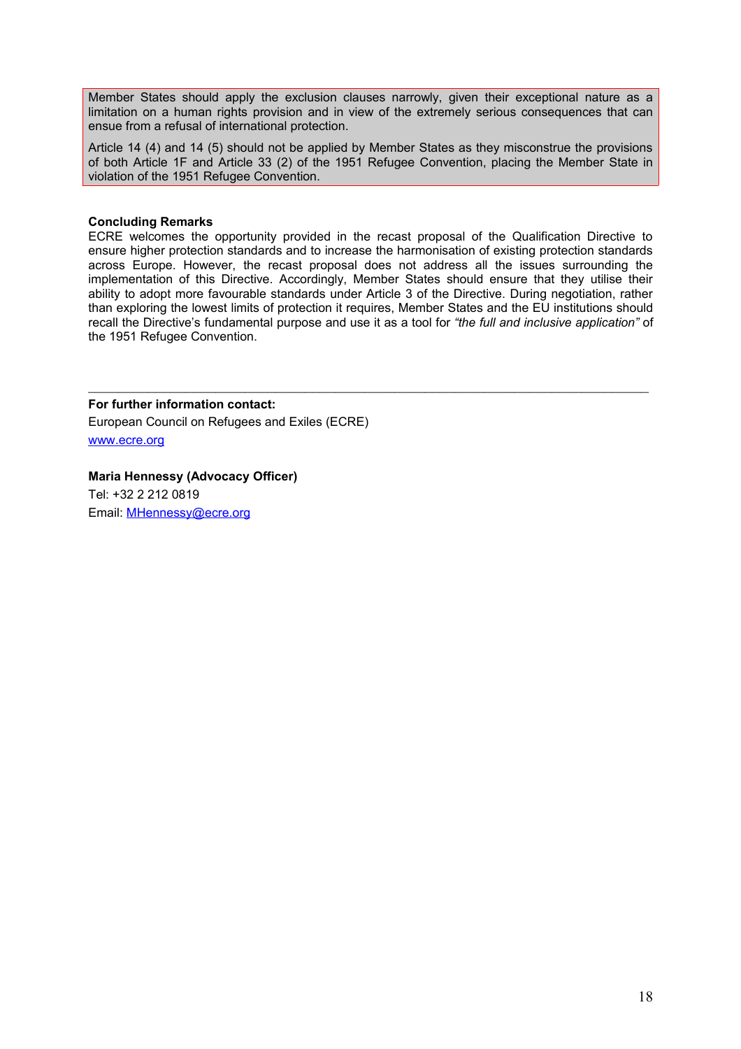Member States should apply the exclusion clauses narrowly, given their exceptional nature as a limitation on a human rights provision and in view of the extremely serious consequences that can ensue from a refusal of international protection.

Article 14 (4) and 14 (5) should not be applied by Member States as they misconstrue the provisions of both Article 1F and Article 33 (2) of the 1951 Refugee Convention, placing the Member State in violation of the 1951 Refugee Convention.

**Concluding Remarks**

ECRE welcomes the opportunity provided in the recast proposal of the Qualification Directive to ensure higher protection standards and to increase the harmonisation of existing protection standards across Europe. However, the recast proposal does not address all the issues surrounding the implementation of this Directive. Accordingly, Member States should ensure that they utilise their ability to adopt more favourable standards under Article 3 of the Directive. During negotiation, rather than exploring the lowest limits of protection it requires, Member States and the EU institutions should recall the Directive's fundamental purpose and use it as a tool for *"the full and inclusive application"* of the 1951 Refugee Convention.

---

**For further information contact:**

European Council on Refugees and Exiles (ECRE)

www.ecre.org

**Maria Hennessy (Advocacy Officer)**

Tel: +32 2 212 0819

Email: MHennessy@ecre.org